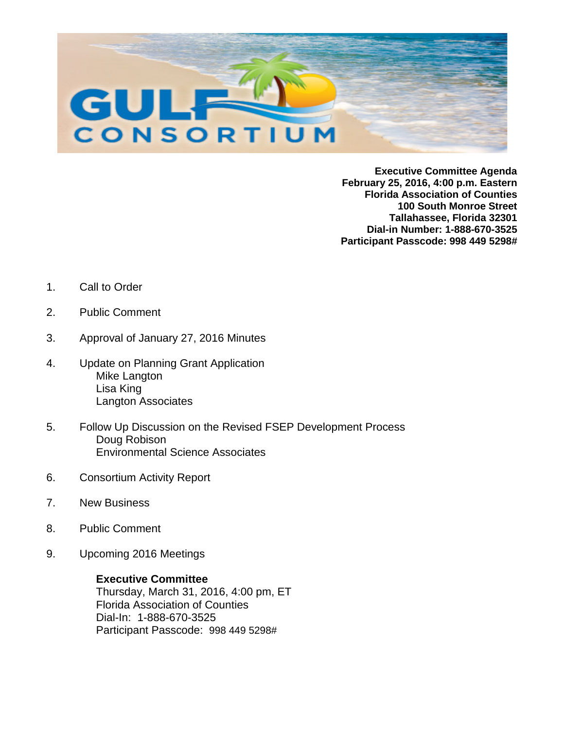**Executive Committee Agenda**
**February 25, 2016, 4:00 p.m. Eastern**
**Florida Association of Counties**
**100 South Monroe Street**
**Tallahassee, Florida 32301**
**Dial-in Number: 1-888-670-3525**
**Participant Passcode: 998 449 5298#**

1. Call to Order

2. Public Comment

3. Approval of January 27, 2016 Minutes

4. Update on Planning Grant Application
   Mike Langton
   Lisa King
   Langton Associates

5. Follow Up Discussion on the Revised FSEP Development Process
   Doug Robison
   Environmental Science Associates

6. Consortium Activity Report

7. New Business

8. Public Comment

9. Upcoming 2016 Meetings

   **Executive Committee**
   Thursday, March 31, 2016, 4:00 pm, ET
   Florida Association of Counties
   Dial-In: 1-888-670-3525
   Participant Passcode: 998 449 5298#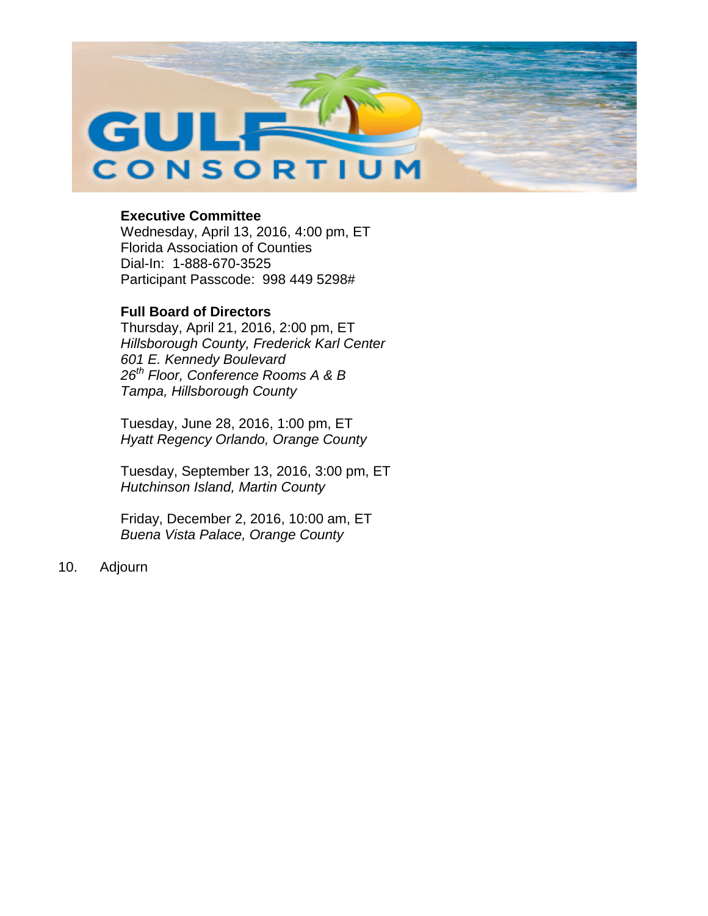**Executive Committee**
Wednesday, April 13, 2016, 4:00 pm, ET
Florida Association of Counties
Dial-In: 1-888-670-3525
Participant Passcode: 998 449 5298#

**Full Board of Directors**
Thursday, April 21, 2016, 2:00 pm, ET
*Hillsborough County, Frederick Karl Center*
*601 E. Kennedy Boulevard*
*26th Floor, Conference Rooms A & B*
*Tampa, Hillsborough County*

Tuesday, June 28, 2016, 1:00 pm, ET
*Hyatt Regency Orlando, Orange County*

Tuesday, September 13, 2016, 3:00 pm, ET
*Hutchinson Island, Martin County*

Friday, December 2, 2016, 10:00 am, ET
*Buena Vista Palace, Orange County*

10. Adjourn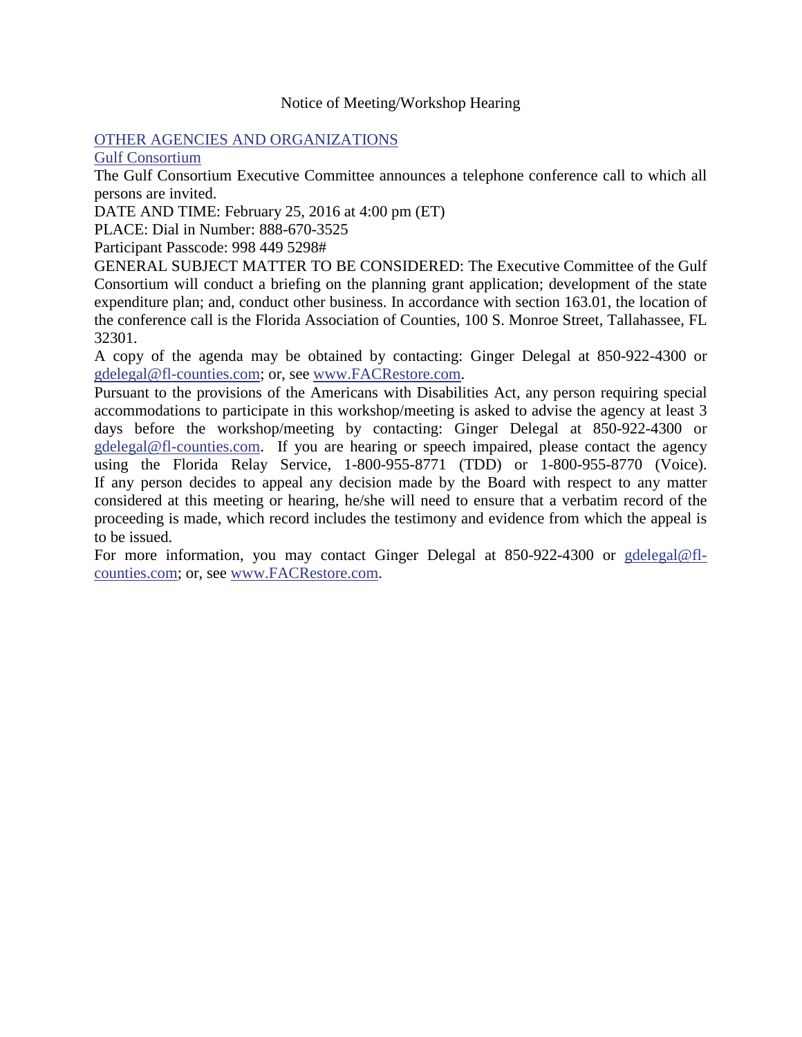# Notice of Meeting/Workshop Hearing

[OTHER AGENCIES AND ORGANIZATIONS](#)

[Gulf Consortium](#)

The Gulf Consortium Executive Committee announces a telephone conference call to which all persons are invited.

DATE AND TIME: February 25, 2016 at 4:00 pm (ET)

PLACE: Dial in Number: 888-670-3525

Participant Passcode: 998 449 5298#

GENERAL SUBJECT MATTER TO BE CONSIDERED: The Executive Committee of the Gulf Consortium will conduct a briefing on the planning grant application; development of the state expenditure plan; and, conduct other business. In accordance with section 163.01, the location of the conference call is the Florida Association of Counties, 100 S. Monroe Street, Tallahassee, FL 32301.

A copy of the agenda may be obtained by contacting: Ginger Delegal at 850-922-4300 or gdelegal@fl-counties.com; or, see www.FACRestore.com.

Pursuant to the provisions of the Americans with Disabilities Act, any person requiring special accommodations to participate in this workshop/meeting is asked to advise the agency at least 3 days before the workshop/meeting by contacting: Ginger Delegal at 850-922-4300 or gdelegal@fl-counties.com. If you are hearing or speech impaired, please contact the agency using the Florida Relay Service, 1-800-955-8771 (TDD) or 1-800-955-8770 (Voice).

If any person decides to appeal any decision made by the Board with respect to any matter considered at this meeting or hearing, he/she will need to ensure that a verbatim record of the proceeding is made, which record includes the testimony and evidence from which the appeal is to be issued.

For more information, you may contact Ginger Delegal at 850-922-4300 or gdelegal@fl-counties.com; or, see www.FACRestore.com.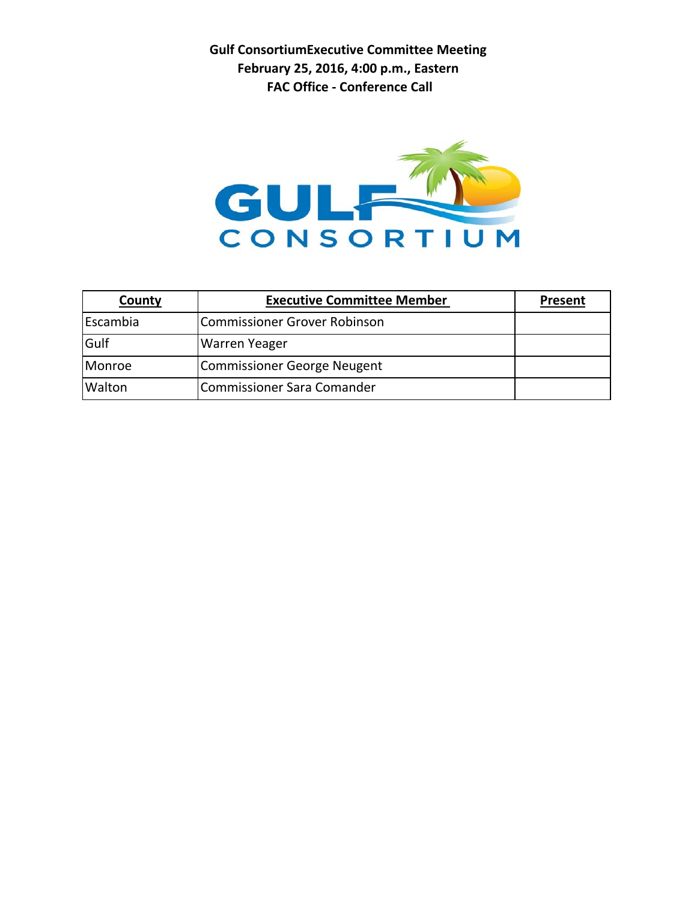**Gulf ConsortiumExecutive Committee Meeting**
**February 25, 2016, 4:00 p.m., Eastern**
**FAC Office - Conference Call**

GULF CONSORTIUM

| County | Executive Committee Member | Present |
|---|---|---|
| Escambia | Commissioner Grover Robinson | |
| Gulf | Warren Yeager | |
| Monroe | Commissioner George Neugent | |
| Walton | Commissioner Sara Comander | |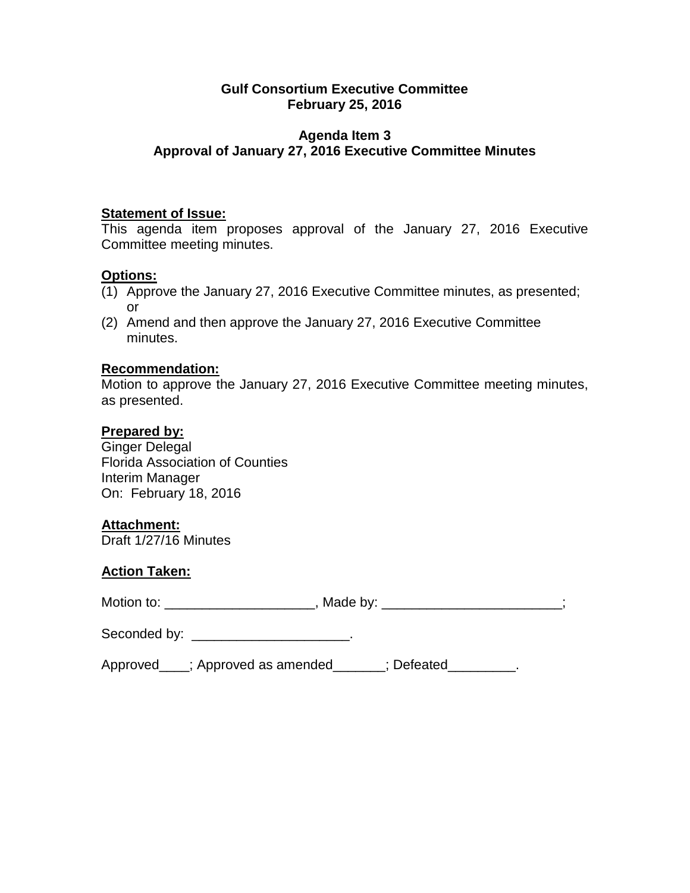**Gulf Consortium Executive Committee**
**February 25, 2016**

**Agenda Item 3**
**Approval of January 27, 2016 Executive Committee Minutes**

**Statement of Issue:**
This agenda item proposes approval of the January 27, 2016 Executive Committee meeting minutes.

**Options:**
(1) Approve the January 27, 2016 Executive Committee minutes, as presented; or
(2) Amend and then approve the January 27, 2016 Executive Committee minutes.

**Recommendation:**
Motion to approve the January 27, 2016 Executive Committee meeting minutes, as presented.

**Prepared by:**
Ginger Delegal
Florida Association of Counties
Interim Manager
On: February 18, 2016

**Attachment:**
Draft 1/27/16 Minutes

**Action Taken:**

Motion to: ____________________, Made by: ________________________;

Seconded by: _____________________.

Approved____; Approved as amended_______; Defeated_________.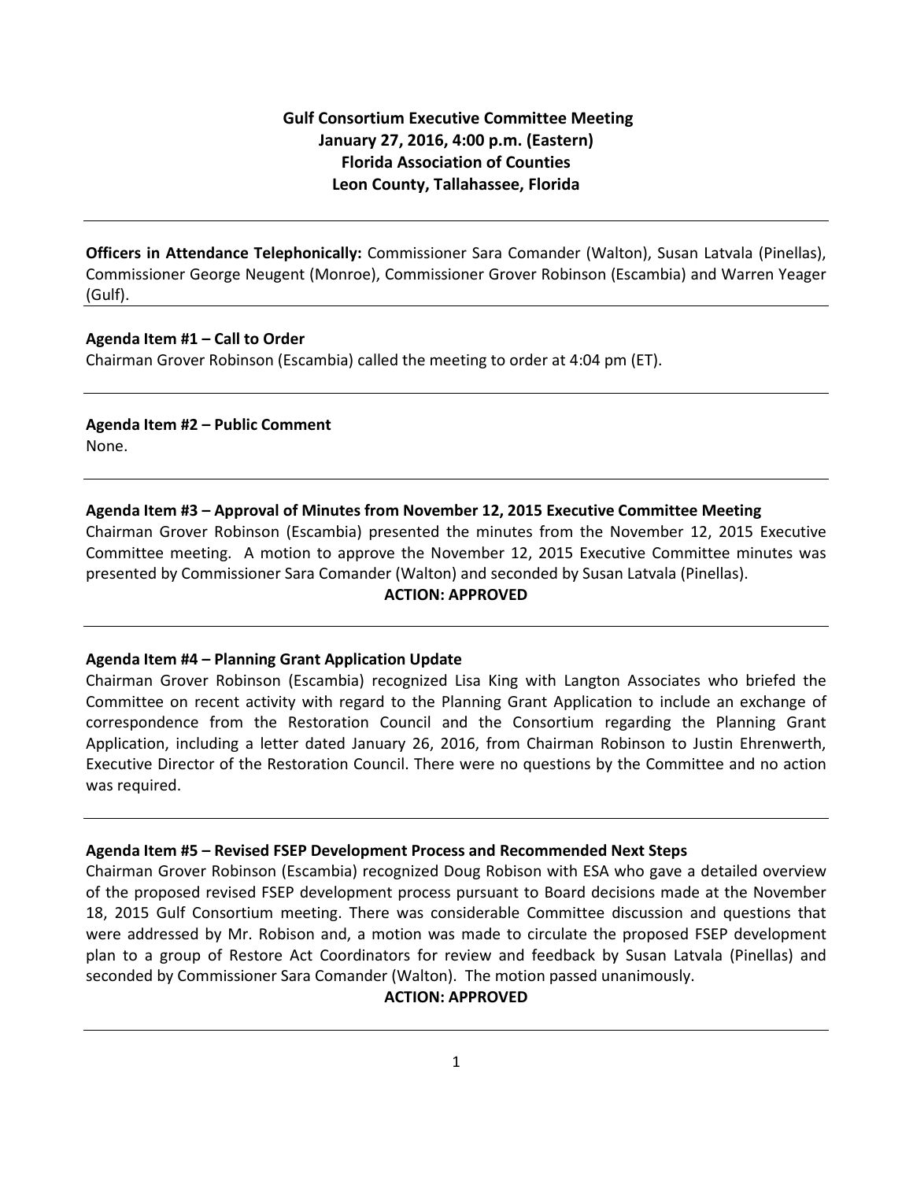**Gulf Consortium Executive Committee Meeting**
**January 27, 2016, 4:00 p.m. (Eastern)**
**Florida Association of Counties**
**Leon County, Tallahassee, Florida**

---

**Officers in Attendance Telephonically:** Commissioner Sara Comander (Walton), Susan Latvala (Pinellas), Commissioner George Neugent (Monroe), Commissioner Grover Robinson (Escambia) and Warren Yeager (Gulf).

---

**Agenda Item #1 – Call to Order**
Chairman Grover Robinson (Escambia) called the meeting to order at 4:04 pm (ET).

---

**Agenda Item #2 – Public Comment**
None.

---

**Agenda Item #3 – Approval of Minutes from November 12, 2015 Executive Committee Meeting**
Chairman Grover Robinson (Escambia) presented the minutes from the November 12, 2015 Executive Committee meeting. A motion to approve the November 12, 2015 Executive Committee minutes was presented by Commissioner Sara Comander (Walton) and seconded by Susan Latvala (Pinellas).

**ACTION: APPROVED**

---

**Agenda Item #4 – Planning Grant Application Update**
Chairman Grover Robinson (Escambia) recognized Lisa King with Langton Associates who briefed the Committee on recent activity with regard to the Planning Grant Application to include an exchange of correspondence from the Restoration Council and the Consortium regarding the Planning Grant Application, including a letter dated January 26, 2016, from Chairman Robinson to Justin Ehrenwerth, Executive Director of the Restoration Council. There were no questions by the Committee and no action was required.

---

**Agenda Item #5 – Revised FSEP Development Process and Recommended Next Steps**
Chairman Grover Robinson (Escambia) recognized Doug Robison with ESA who gave a detailed overview of the proposed revised FSEP development process pursuant to Board decisions made at the November 18, 2015 Gulf Consortium meeting. There was considerable Committee discussion and questions that were addressed by Mr. Robison and, a motion was made to circulate the proposed FSEP development plan to a group of Restore Act Coordinators for review and feedback by Susan Latvala (Pinellas) and seconded by Commissioner Sara Comander (Walton). The motion passed unanimously.

**ACTION: APPROVED**

---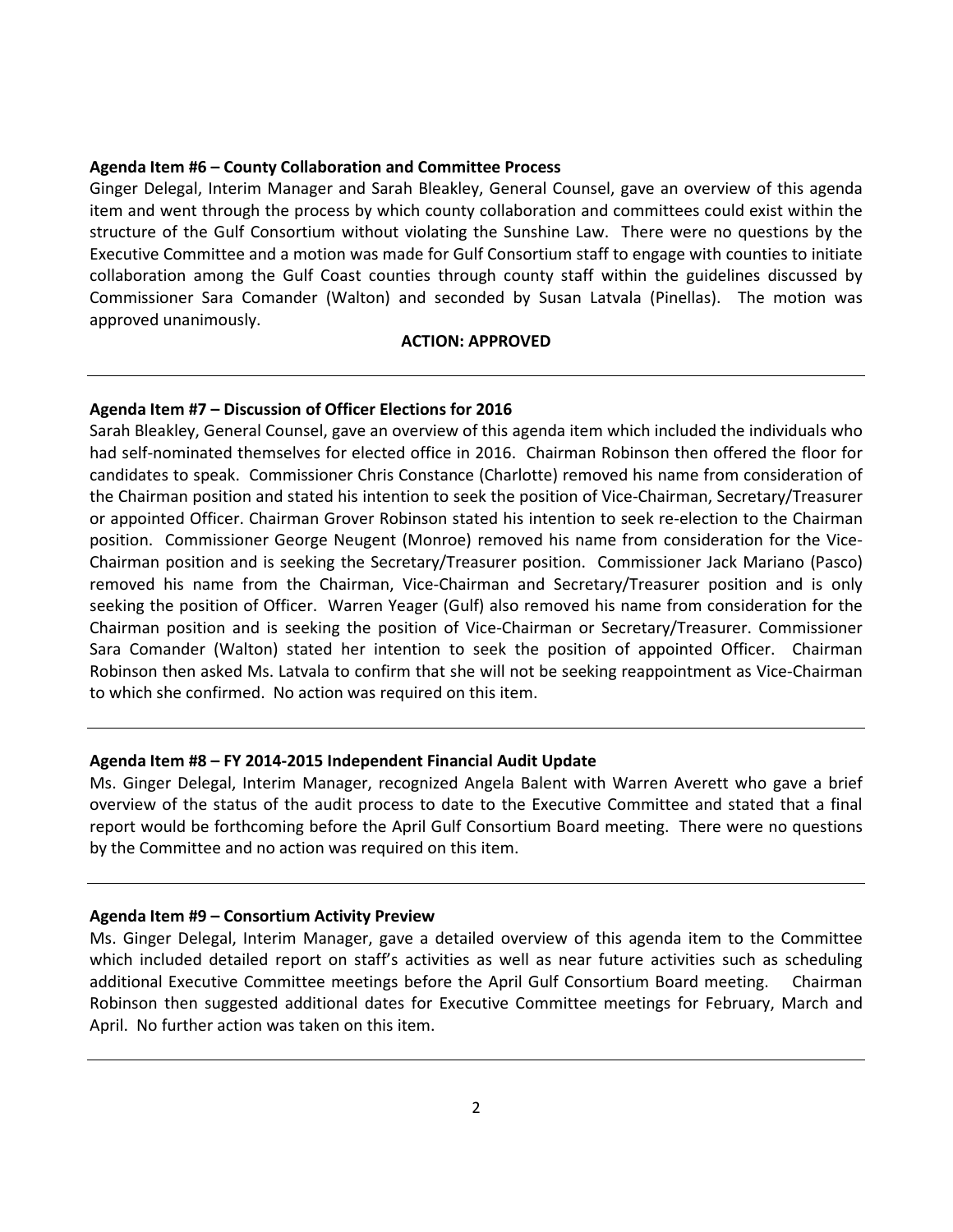**Agenda Item #6 – County Collaboration and Committee Process**

Ginger Delegal, Interim Manager and Sarah Bleakley, General Counsel, gave an overview of this agenda item and went through the process by which county collaboration and committees could exist within the structure of the Gulf Consortium without violating the Sunshine Law. There were no questions by the Executive Committee and a motion was made for Gulf Consortium staff to engage with counties to initiate collaboration among the Gulf Coast counties through county staff within the guidelines discussed by Commissioner Sara Comander (Walton) and seconded by Susan Latvala (Pinellas). The motion was approved unanimously.

**ACTION: APPROVED**

---

**Agenda Item #7 – Discussion of Officer Elections for 2016**

Sarah Bleakley, General Counsel, gave an overview of this agenda item which included the individuals who had self-nominated themselves for elected office in 2016. Chairman Robinson then offered the floor for candidates to speak. Commissioner Chris Constance (Charlotte) removed his name from consideration of the Chairman position and stated his intention to seek the position of Vice-Chairman, Secretary/Treasurer or appointed Officer. Chairman Grover Robinson stated his intention to seek re-election to the Chairman position. Commissioner George Neugent (Monroe) removed his name from consideration for the Vice-Chairman position and is seeking the Secretary/Treasurer position. Commissioner Jack Mariano (Pasco) removed his name from the Chairman, Vice-Chairman and Secretary/Treasurer position and is only seeking the position of Officer. Warren Yeager (Gulf) also removed his name from consideration for the Chairman position and is seeking the position of Vice-Chairman or Secretary/Treasurer. Commissioner Sara Comander (Walton) stated her intention to seek the position of appointed Officer. Chairman Robinson then asked Ms. Latvala to confirm that she will not be seeking reappointment as Vice-Chairman to which she confirmed. No action was required on this item.

---

**Agenda Item #8 – FY 2014-2015 Independent Financial Audit Update**

Ms. Ginger Delegal, Interim Manager, recognized Angela Balent with Warren Averett who gave a brief overview of the status of the audit process to date to the Executive Committee and stated that a final report would be forthcoming before the April Gulf Consortium Board meeting. There were no questions by the Committee and no action was required on this item.

---

**Agenda Item #9 – Consortium Activity Preview**

Ms. Ginger Delegal, Interim Manager, gave a detailed overview of this agenda item to the Committee which included detailed report on staff's activities as well as near future activities such as scheduling additional Executive Committee meetings before the April Gulf Consortium Board meeting. Chairman Robinson then suggested additional dates for Executive Committee meetings for February, March and April. No further action was taken on this item.

---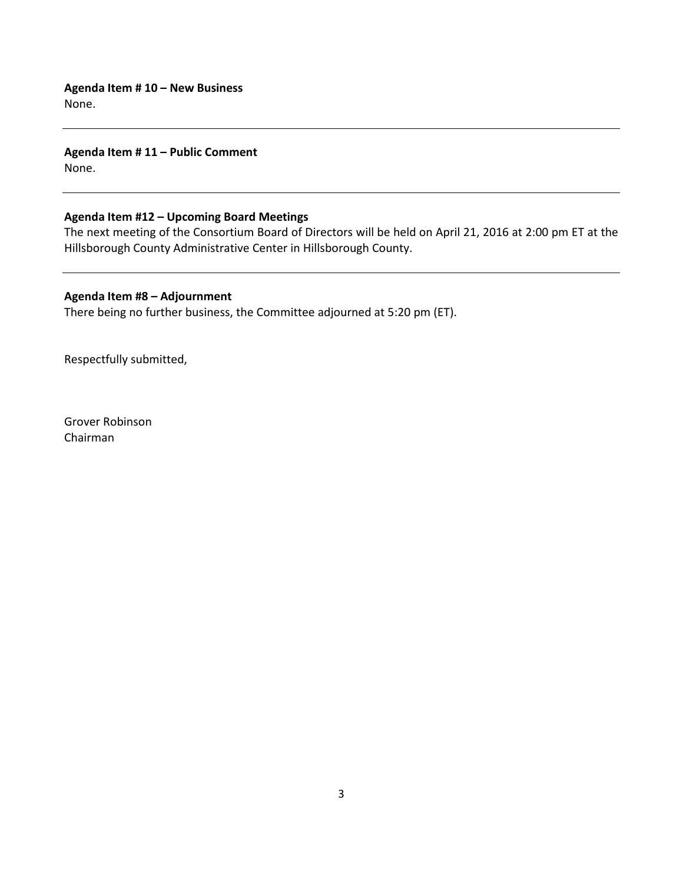**Agenda Item # 10 – New Business**
None.

---

**Agenda Item # 11 – Public Comment**
None.

---

**Agenda Item #12 – Upcoming Board Meetings**
The next meeting of the Consortium Board of Directors will be held on April 21, 2016 at 2:00 pm ET at the Hillsborough County Administrative Center in Hillsborough County.

---

**Agenda Item #8 – Adjournment**
There being no further business, the Committee adjourned at 5:20 pm (ET).

Respectfully submitted,

Grover Robinson
Chairman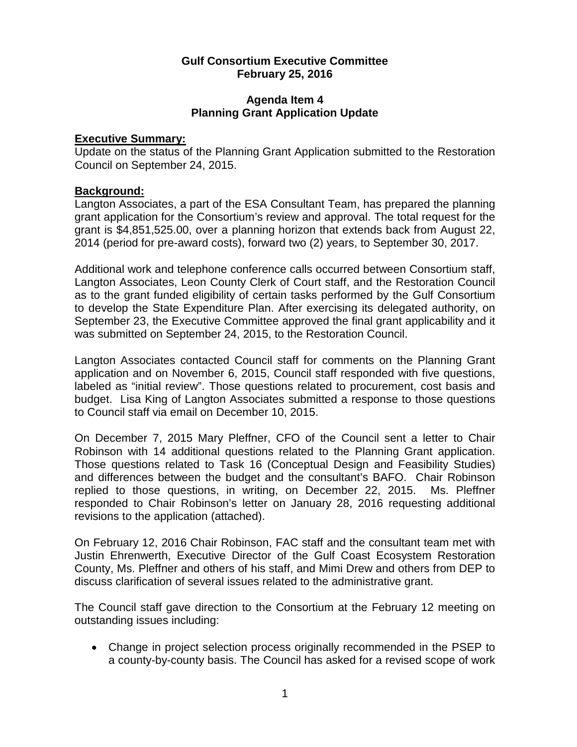**Gulf Consortium Executive Committee**
**February 25, 2016**

**Agenda Item 4**
**Planning Grant Application Update**

**Executive Summary:**
Update on the status of the Planning Grant Application submitted to the Restoration Council on September 24, 2015.

**Background:**
Langton Associates, a part of the ESA Consultant Team, has prepared the planning grant application for the Consortium's review and approval. The total request for the grant is $4,851,525.00, over a planning horizon that extends back from August 22, 2014 (period for pre-award costs), forward two (2) years, to September 30, 2017.

Additional work and telephone conference calls occurred between Consortium staff, Langton Associates, Leon County Clerk of Court staff, and the Restoration Council as to the grant funded eligibility of certain tasks performed by the Gulf Consortium to develop the State Expenditure Plan. After exercising its delegated authority, on September 23, the Executive Committee approved the final grant applicability and it was submitted on September 24, 2015, to the Restoration Council.

Langton Associates contacted Council staff for comments on the Planning Grant application and on November 6, 2015, Council staff responded with five questions, labeled as "initial review". Those questions related to procurement, cost basis and budget. Lisa King of Langton Associates submitted a response to those questions to Council staff via email on December 10, 2015.

On December 7, 2015 Mary Pleffner, CFO of the Council sent a letter to Chair Robinson with 14 additional questions related to the Planning Grant application. Those questions related to Task 16 (Conceptual Design and Feasibility Studies) and differences between the budget and the consultant's BAFO. Chair Robinson replied to those questions, in writing, on December 22, 2015. Ms. Pleffner responded to Chair Robinson's letter on January 28, 2016 requesting additional revisions to the application (attached).

On February 12, 2016 Chair Robinson, FAC staff and the consultant team met with Justin Ehrenwerth, Executive Director of the Gulf Coast Ecosystem Restoration County, Ms. Pleffner and others of his staff, and Mimi Drew and others from DEP to discuss clarification of several issues related to the administrative grant.

The Council staff gave direction to the Consortium at the February 12 meeting on outstanding issues including:

- Change in project selection process originally recommended in the PSEP to a county-by-county basis. The Council has asked for a revised scope of work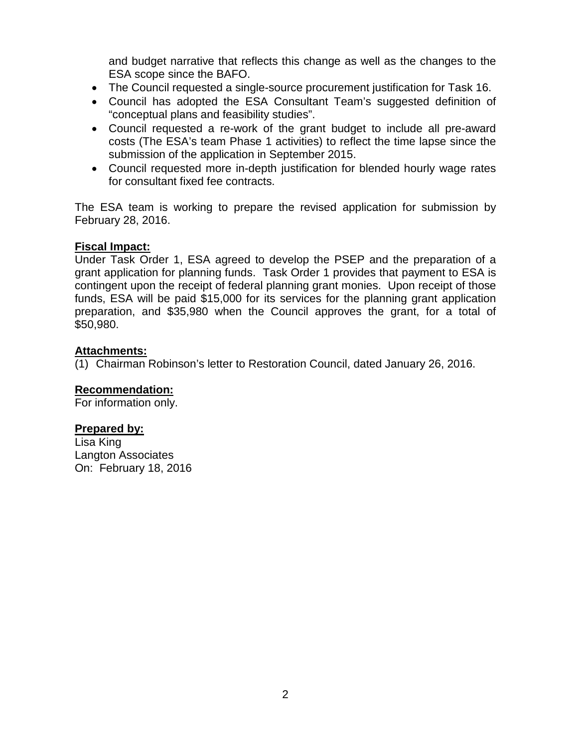and budget narrative that reflects this change as well as the changes to the ESA scope since the BAFO.

- The Council requested a single-source procurement justification for Task 16.
- Council has adopted the ESA Consultant Team's suggested definition of "conceptual plans and feasibility studies".
- Council requested a re-work of the grant budget to include all pre-award costs (The ESA's team Phase 1 activities) to reflect the time lapse since the submission of the application in September 2015.
- Council requested more in-depth justification for blended hourly wage rates for consultant fixed fee contracts.

The ESA team is working to prepare the revised application for submission by February 28, 2016.

**Fiscal Impact:**

Under Task Order 1, ESA agreed to develop the PSEP and the preparation of a grant application for planning funds. Task Order 1 provides that payment to ESA is contingent upon the receipt of federal planning grant monies. Upon receipt of those funds, ESA will be paid $15,000 for its services for the planning grant application preparation, and $35,980 when the Council approves the grant, for a total of $50,980.

**Attachments:**

(1) Chairman Robinson's letter to Restoration Council, dated January 26, 2016.

**Recommendation:**

For information only.

**Prepared by:**

Lisa King
Langton Associates
On: February 18, 2016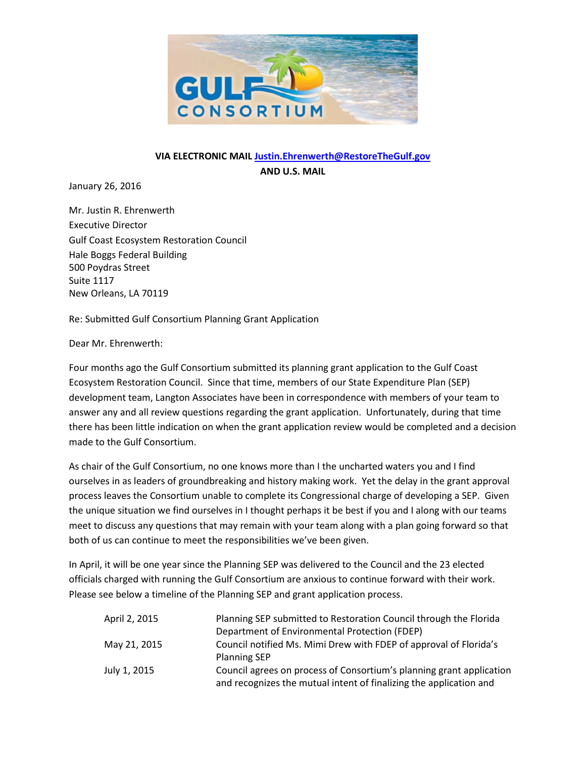**VIA ELECTRONIC MAIL Justin.Ehrenwerth@RestoreTheGulf.gov**

**AND U.S. MAIL**

January 26, 2016

Mr. Justin R. Ehrenwerth
Executive Director
Gulf Coast Ecosystem Restoration Council
Hale Boggs Federal Building
500 Poydras Street
Suite 1117
New Orleans, LA 70119

Re: Submitted Gulf Consortium Planning Grant Application

Dear Mr. Ehrenwerth:

Four months ago the Gulf Consortium submitted its planning grant application to the Gulf Coast Ecosystem Restoration Council. Since that time, members of our State Expenditure Plan (SEP) development team, Langton Associates have been in correspondence with members of your team to answer any and all review questions regarding the grant application. Unfortunately, during that time there has been little indication on when the grant application review would be completed and a decision made to the Gulf Consortium.

As chair of the Gulf Consortium, no one knows more than I the uncharted waters you and I find ourselves in as leaders of groundbreaking and history making work. Yet the delay in the grant approval process leaves the Consortium unable to complete its Congressional charge of developing a SEP. Given the unique situation we find ourselves in I thought perhaps it be best if you and I along with our teams meet to discuss any questions that may remain with your team along with a plan going forward so that both of us can continue to meet the responsibilities we've been given.

In April, it will be one year since the Planning SEP was delivered to the Council and the 23 elected officials charged with running the Gulf Consortium are anxious to continue forward with their work. Please see below a timeline of the Planning SEP and grant application process.

| | |
|---|---|
| April 2, 2015 | Planning SEP submitted to Restoration Council through the Florida Department of Environmental Protection (FDEP) |
| May 21, 2015 | Council notified Ms. Mimi Drew with FDEP of approval of Florida's Planning SEP |
| July 1, 2015 | Council agrees on process of Consortium's planning grant application and recognizes the mutual intent of finalizing the application and |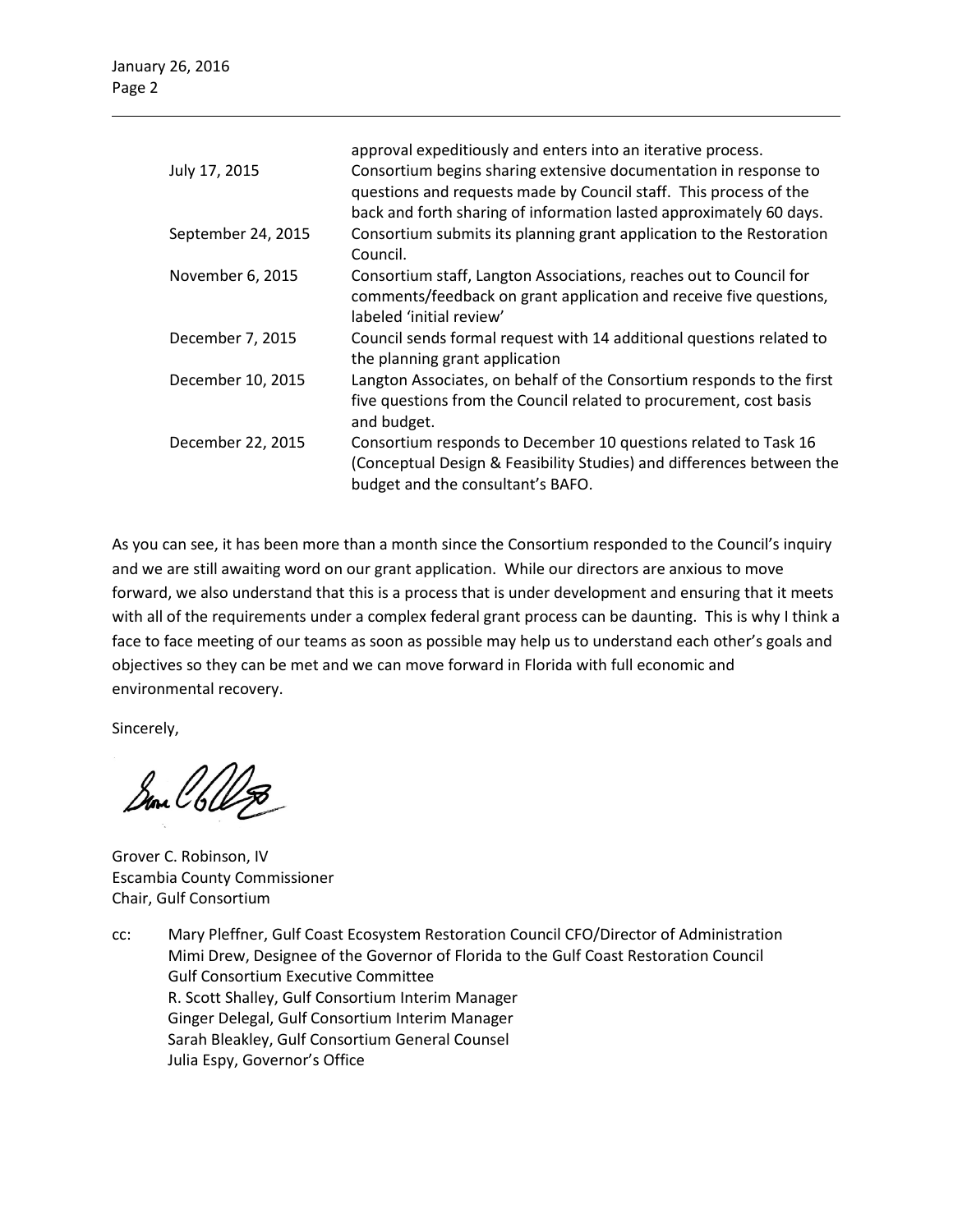| | |
|---|---|
| | approval expeditiously and enters into an iterative process. |
| July 17, 2015 | Consortium begins sharing extensive documentation in response to questions and requests made by Council staff. This process of the back and forth sharing of information lasted approximately 60 days. |
| September 24, 2015 | Consortium submits its planning grant application to the Restoration Council. |
| November 6, 2015 | Consortium staff, Langton Associations, reaches out to Council for comments/feedback on grant application and receive five questions, labeled 'initial review' |
| December 7, 2015 | Council sends formal request with 14 additional questions related to the planning grant application |
| December 10, 2015 | Langton Associates, on behalf of the Consortium responds to the first five questions from the Council related to procurement, cost basis and budget. |
| December 22, 2015 | Consortium responds to December 10 questions related to Task 16 (Conceptual Design & Feasibility Studies) and differences between the budget and the consultant's BAFO. |

As you can see, it has been more than a month since the Consortium responded to the Council's inquiry and we are still awaiting word on our grant application. While our directors are anxious to move forward, we also understand that this is a process that is under development and ensuring that it meets with all of the requirements under a complex federal grant process can be daunting. This is why I think a face to face meeting of our teams as soon as possible may help us to understand each other's goals and objectives so they can be met and we can move forward in Florida with full economic and environmental recovery.

Sincerely,

Grover C. Robinson, IV
Escambia County Commissioner
Chair, Gulf Consortium

cc: Mary Pleffner, Gulf Coast Ecosystem Restoration Council CFO/Director of Administration
Mimi Drew, Designee of the Governor of Florida to the Gulf Coast Restoration Council
Gulf Consortium Executive Committee
R. Scott Shalley, Gulf Consortium Interim Manager
Ginger Delegal, Gulf Consortium Interim Manager
Sarah Bleakley, Gulf Consortium General Counsel
Julia Espy, Governor's Office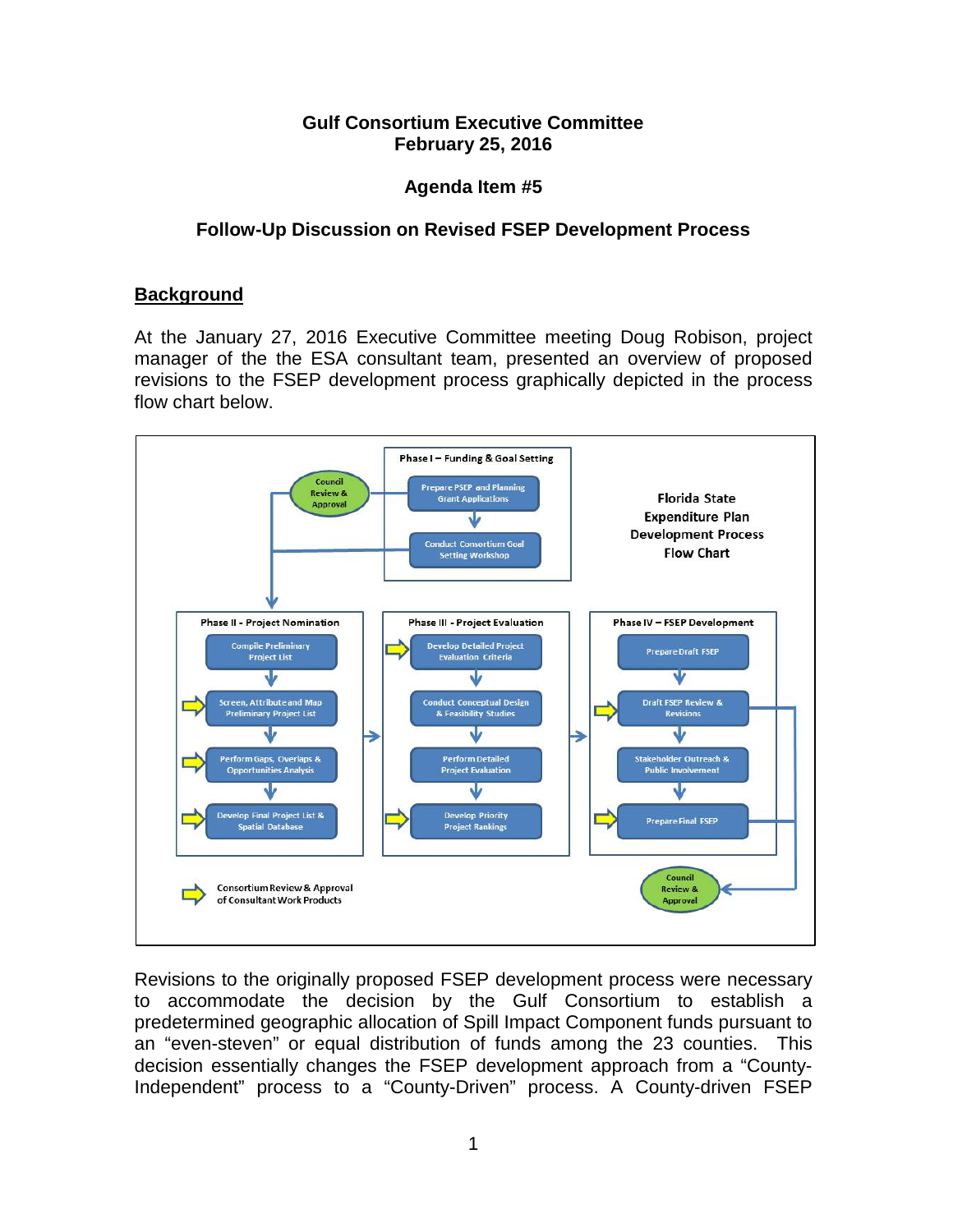**Gulf Consortium Executive Committee**
**February 25, 2016**

**Agenda Item #5**

**Follow-Up Discussion on Revised FSEP Development Process**

## Background

At the January 27, 2016 Executive Committee meeting Doug Robison, project manager of the the ESA consultant team, presented an overview of proposed revisions to the FSEP development process graphically depicted in the process flow chart below.

**Florida State Expenditure Plan Development Process Flow Chart**

**Phase I – Funding & Goal Setting**
- Prepare PSEP and Planning Grant Applications
- Conduct Consortium Goal Setting Workshop
- Council Review & Approval

**Phase II - Project Nomination**
- Compile Preliminary Project List
- Screen, Attribute and Map Preliminary Project List
- Perform Gaps, Overlaps & Opportunities Analysis
- Develop Final Project List & Spatial Database

**Phase III - Project Evaluation**
- Develop Detailed Project Evaluation Criteria
- Conduct Conceptual Design & Feasibility Studies
- Perform Detailed Project Evaluation
- Develop Priority Project Rankings

**Phase IV – FSEP Development**
- Prepare Draft FSEP
- Draft FSEP Review & Revisions
- Stakeholder Outreach & Public Involvement
- Prepare Final FSEP
- Council Review & Approval

Consortium Review & Approval of Consultant Work Products

Revisions to the originally proposed FSEP development process were necessary to accommodate the decision by the Gulf Consortium to establish a predetermined geographic allocation of Spill Impact Component funds pursuant to an "even-steven" or equal distribution of funds among the 23 counties. This decision essentially changes the FSEP development approach from a "County-Independent" process to a "County-Driven" process. A County-driven FSEP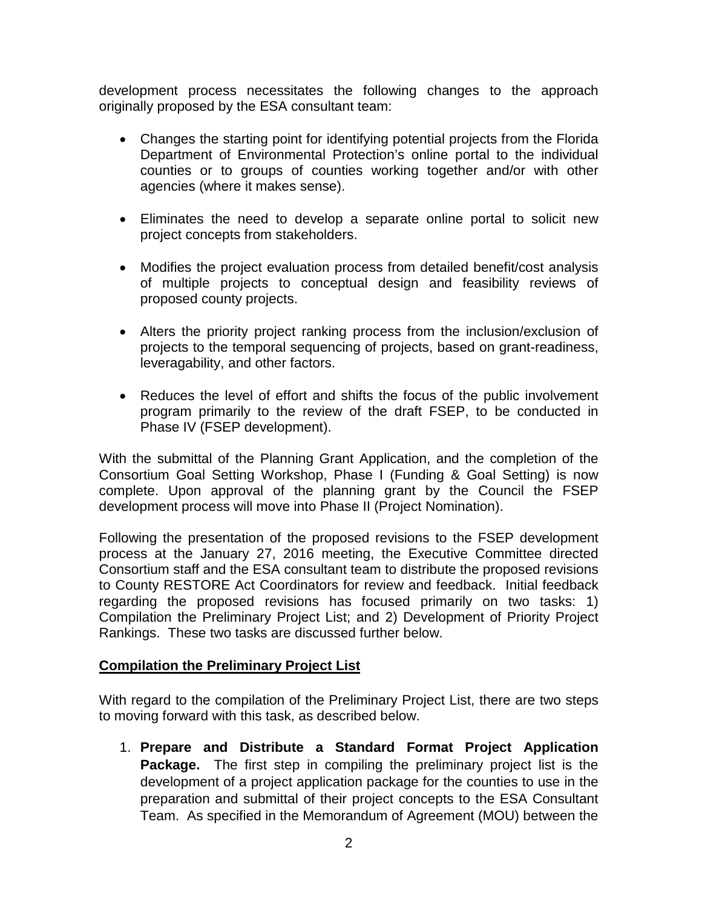development process necessitates the following changes to the approach originally proposed by the ESA consultant team:

- Changes the starting point for identifying potential projects from the Florida Department of Environmental Protection's online portal to the individual counties or to groups of counties working together and/or with other agencies (where it makes sense).

- Eliminates the need to develop a separate online portal to solicit new project concepts from stakeholders.

- Modifies the project evaluation process from detailed benefit/cost analysis of multiple projects to conceptual design and feasibility reviews of proposed county projects.

- Alters the priority project ranking process from the inclusion/exclusion of projects to the temporal sequencing of projects, based on grant-readiness, leveragability, and other factors.

- Reduces the level of effort and shifts the focus of the public involvement program primarily to the review of the draft FSEP, to be conducted in Phase IV (FSEP development).

With the submittal of the Planning Grant Application, and the completion of the Consortium Goal Setting Workshop, Phase I (Funding & Goal Setting) is now complete. Upon approval of the planning grant by the Council the FSEP development process will move into Phase II (Project Nomination).

Following the presentation of the proposed revisions to the FSEP development process at the January 27, 2016 meeting, the Executive Committee directed Consortium staff and the ESA consultant team to distribute the proposed revisions to County RESTORE Act Coordinators for review and feedback. Initial feedback regarding the proposed revisions has focused primarily on two tasks: 1) Compilation the Preliminary Project List; and 2) Development of Priority Project Rankings. These two tasks are discussed further below.

**Compilation the Preliminary Project List**

With regard to the compilation of the Preliminary Project List, there are two steps to moving forward with this task, as described below.

1. **Prepare and Distribute a Standard Format Project Application Package.** The first step in compiling the preliminary project list is the development of a project application package for the counties to use in the preparation and submittal of their project concepts to the ESA Consultant Team. As specified in the Memorandum of Agreement (MOU) between the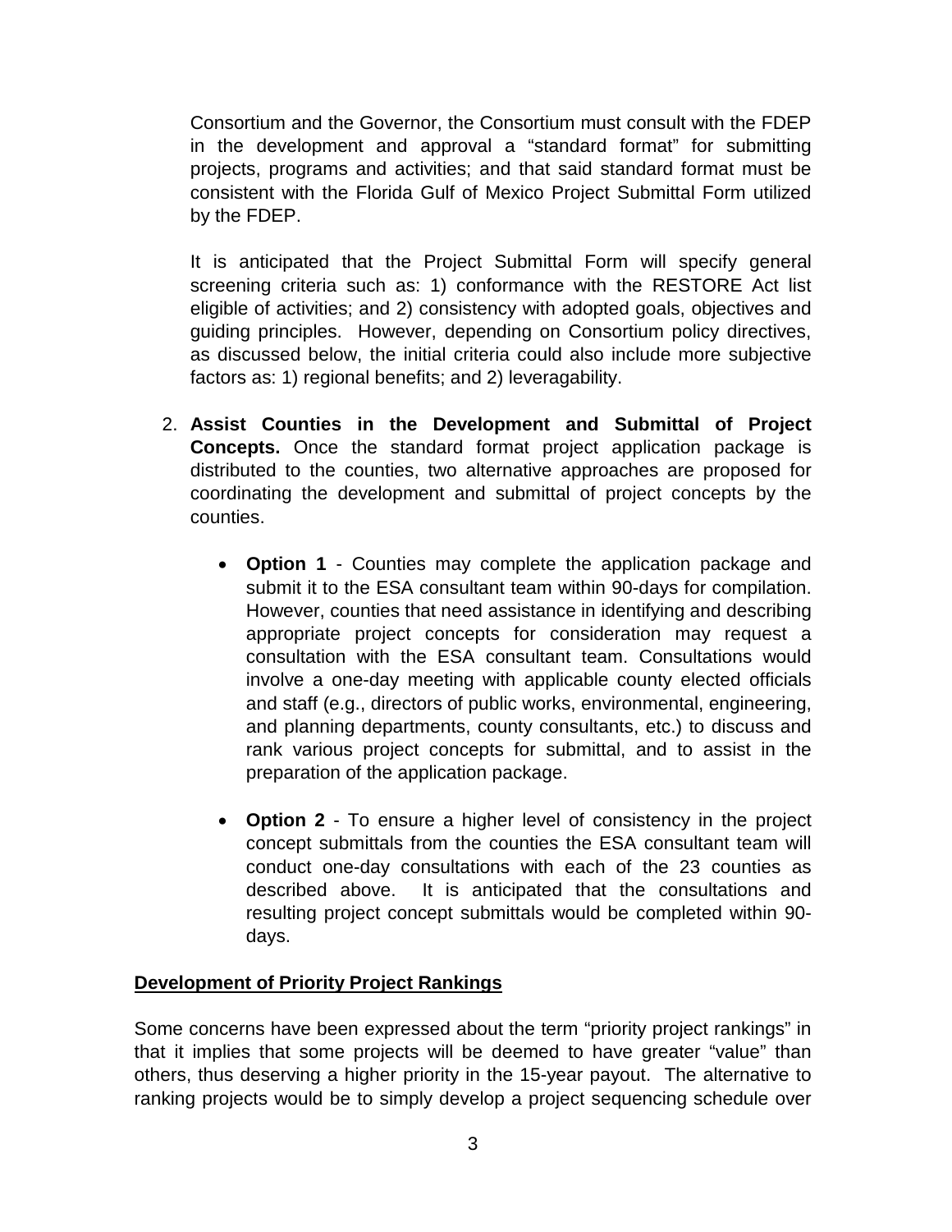Consortium and the Governor, the Consortium must consult with the FDEP in the development and approval a "standard format" for submitting projects, programs and activities; and that said standard format must be consistent with the Florida Gulf of Mexico Project Submittal Form utilized by the FDEP.

It is anticipated that the Project Submittal Form will specify general screening criteria such as: 1) conformance with the RESTORE Act list eligible of activities; and 2) consistency with adopted goals, objectives and guiding principles. However, depending on Consortium policy directives, as discussed below, the initial criteria could also include more subjective factors as: 1) regional benefits; and 2) leveragability.

2. **Assist Counties in the Development and Submittal of Project Concepts.** Once the standard format project application package is distributed to the counties, two alternative approaches are proposed for coordinating the development and submittal of project concepts by the counties.

    - **Option 1** - Counties may complete the application package and submit it to the ESA consultant team within 90-days for compilation. However, counties that need assistance in identifying and describing appropriate project concepts for consideration may request a consultation with the ESA consultant team. Consultations would involve a one-day meeting with applicable county elected officials and staff (e.g., directors of public works, environmental, engineering, and planning departments, county consultants, etc.) to discuss and rank various project concepts for submittal, and to assist in the preparation of the application package.

    - **Option 2** - To ensure a higher level of consistency in the project concept submittals from the counties the ESA consultant team will conduct one-day consultations with each of the 23 counties as described above. It is anticipated that the consultations and resulting project concept submittals would be completed within 90-days.

**Development of Priority Project Rankings**

Some concerns have been expressed about the term "priority project rankings" in that it implies that some projects will be deemed to have greater "value" than others, thus deserving a higher priority in the 15-year payout. The alternative to ranking projects would be to simply develop a project sequencing schedule over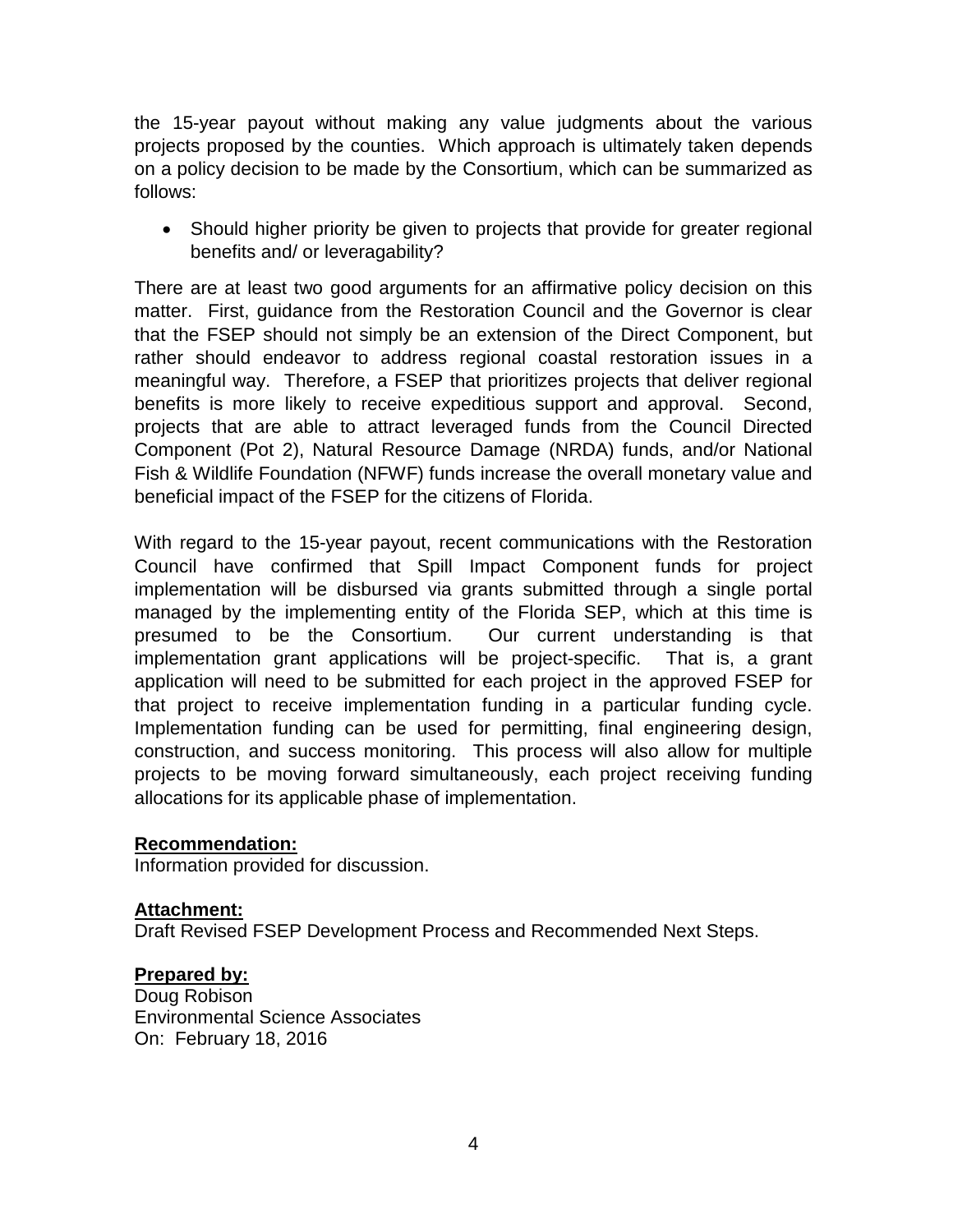the 15-year payout without making any value judgments about the various projects proposed by the counties. Which approach is ultimately taken depends on a policy decision to be made by the Consortium, which can be summarized as follows:

- Should higher priority be given to projects that provide for greater regional benefits and/ or leveragability?

There are at least two good arguments for an affirmative policy decision on this matter. First, guidance from the Restoration Council and the Governor is clear that the FSEP should not simply be an extension of the Direct Component, but rather should endeavor to address regional coastal restoration issues in a meaningful way. Therefore, a FSEP that prioritizes projects that deliver regional benefits is more likely to receive expeditious support and approval. Second, projects that are able to attract leveraged funds from the Council Directed Component (Pot 2), Natural Resource Damage (NRDA) funds, and/or National Fish & Wildlife Foundation (NFWF) funds increase the overall monetary value and beneficial impact of the FSEP for the citizens of Florida.

With regard to the 15-year payout, recent communications with the Restoration Council have confirmed that Spill Impact Component funds for project implementation will be disbursed via grants submitted through a single portal managed by the implementing entity of the Florida SEP, which at this time is presumed to be the Consortium. Our current understanding is that implementation grant applications will be project-specific. That is, a grant application will need to be submitted for each project in the approved FSEP for that project to receive implementation funding in a particular funding cycle. Implementation funding can be used for permitting, final engineering design, construction, and success monitoring. This process will also allow for multiple projects to be moving forward simultaneously, each project receiving funding allocations for its applicable phase of implementation.

**Recommendation:**
Information provided for discussion.

**Attachment:**
Draft Revised FSEP Development Process and Recommended Next Steps.

**Prepared by:**
Doug Robison
Environmental Science Associates
On: February 18, 2016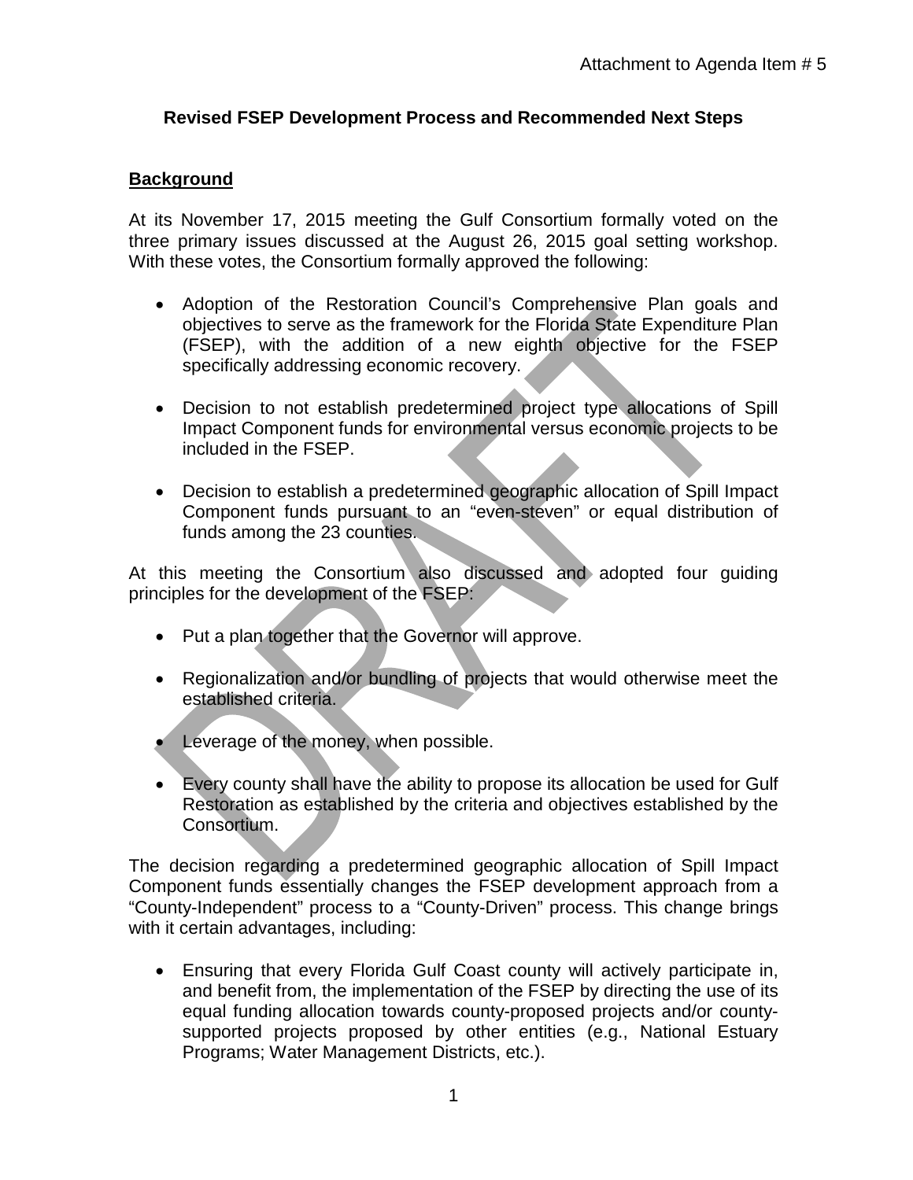Attachment to Agenda Item # 5

### Revised FSEP Development Process and Recommended Next Steps

**Background**

At its November 17, 2015 meeting the Gulf Consortium formally voted on the three primary issues discussed at the August 26, 2015 goal setting workshop. With these votes, the Consortium formally approved the following:

- Adoption of the Restoration Council's Comprehensive Plan goals and objectives to serve as the framework for the Florida State Expenditure Plan (FSEP), with the addition of a new eighth objective for the FSEP specifically addressing economic recovery.
- Decision to not establish predetermined project type allocations of Spill Impact Component funds for environmental versus economic projects to be included in the FSEP.
- Decision to establish a predetermined geographic allocation of Spill Impact Component funds pursuant to an "even-steven" or equal distribution of funds among the 23 counties.

At this meeting the Consortium also discussed and adopted four guiding principles for the development of the FSEP:

- Put a plan together that the Governor will approve.
- Regionalization and/or bundling of projects that would otherwise meet the established criteria.
- Leverage of the money, when possible.
- Every county shall have the ability to propose its allocation be used for Gulf Restoration as established by the criteria and objectives established by the Consortium.

The decision regarding a predetermined geographic allocation of Spill Impact Component funds essentially changes the FSEP development approach from a "County-Independent" process to a "County-Driven" process. This change brings with it certain advantages, including:

- Ensuring that every Florida Gulf Coast county will actively participate in, and benefit from, the implementation of the FSEP by directing the use of its equal funding allocation towards county-proposed projects and/or county-supported projects proposed by other entities (e.g., National Estuary Programs; Water Management Districts, etc.).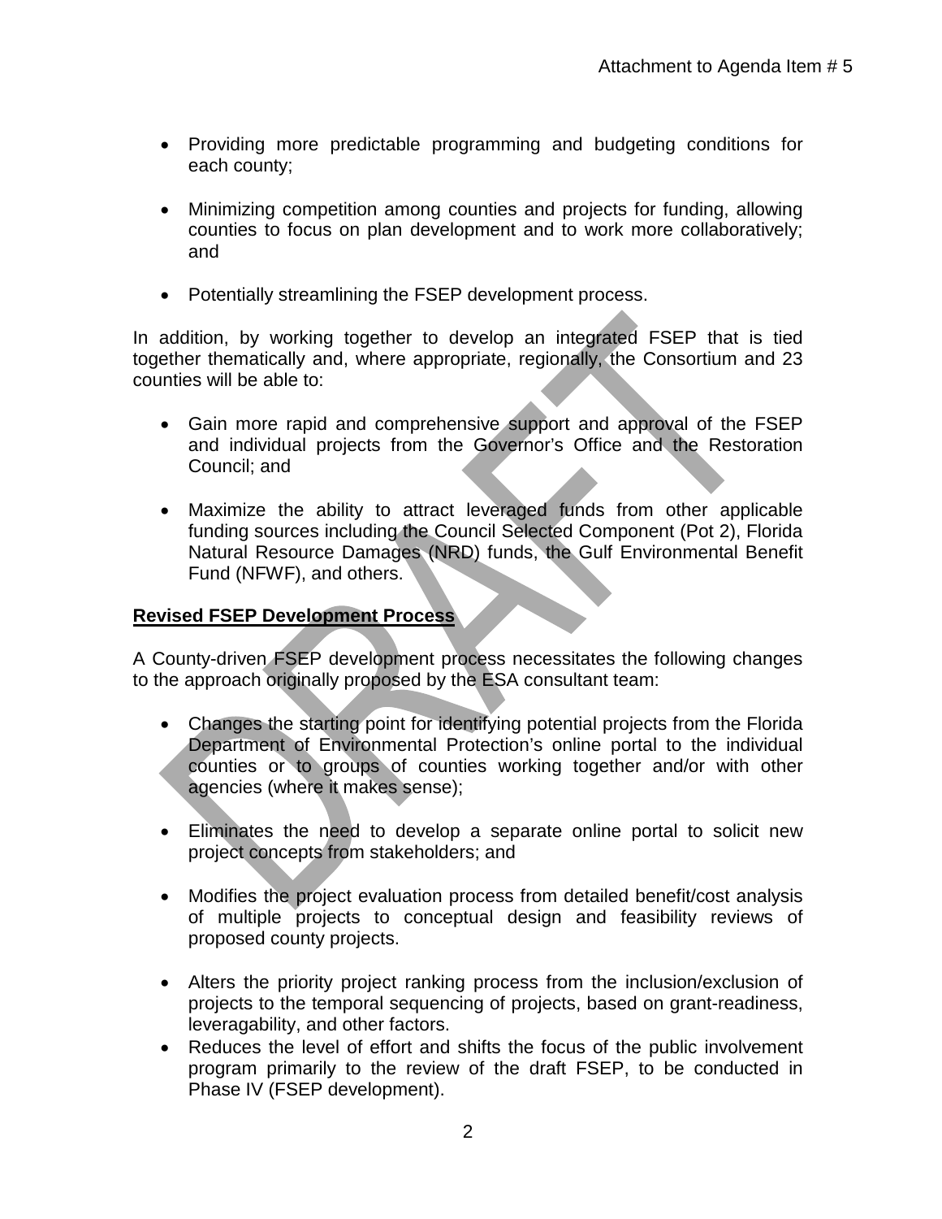- Providing more predictable programming and budgeting conditions for each county;
- Minimizing competition among counties and projects for funding, allowing counties to focus on plan development and to work more collaboratively; and
- Potentially streamlining the FSEP development process.

In addition, by working together to develop an integrated FSEP that is tied together thematically and, where appropriate, regionally, the Consortium and 23 counties will be able to:

- Gain more rapid and comprehensive support and approval of the FSEP and individual projects from the Governor's Office and the Restoration Council; and
- Maximize the ability to attract leveraged funds from other applicable funding sources including the Council Selected Component (Pot 2), Florida Natural Resource Damages (NRD) funds, the Gulf Environmental Benefit Fund (NFWF), and others.

**Revised FSEP Development Process**

A County-driven FSEP development process necessitates the following changes to the approach originally proposed by the ESA consultant team:

- Changes the starting point for identifying potential projects from the Florida Department of Environmental Protection's online portal to the individual counties or to groups of counties working together and/or with other agencies (where it makes sense);
- Eliminates the need to develop a separate online portal to solicit new project concepts from stakeholders; and
- Modifies the project evaluation process from detailed benefit/cost analysis of multiple projects to conceptual design and feasibility reviews of proposed county projects.
- Alters the priority project ranking process from the inclusion/exclusion of projects to the temporal sequencing of projects, based on grant-readiness, leveragability, and other factors.
- Reduces the level of effort and shifts the focus of the public involvement program primarily to the review of the draft FSEP, to be conducted in Phase IV (FSEP development).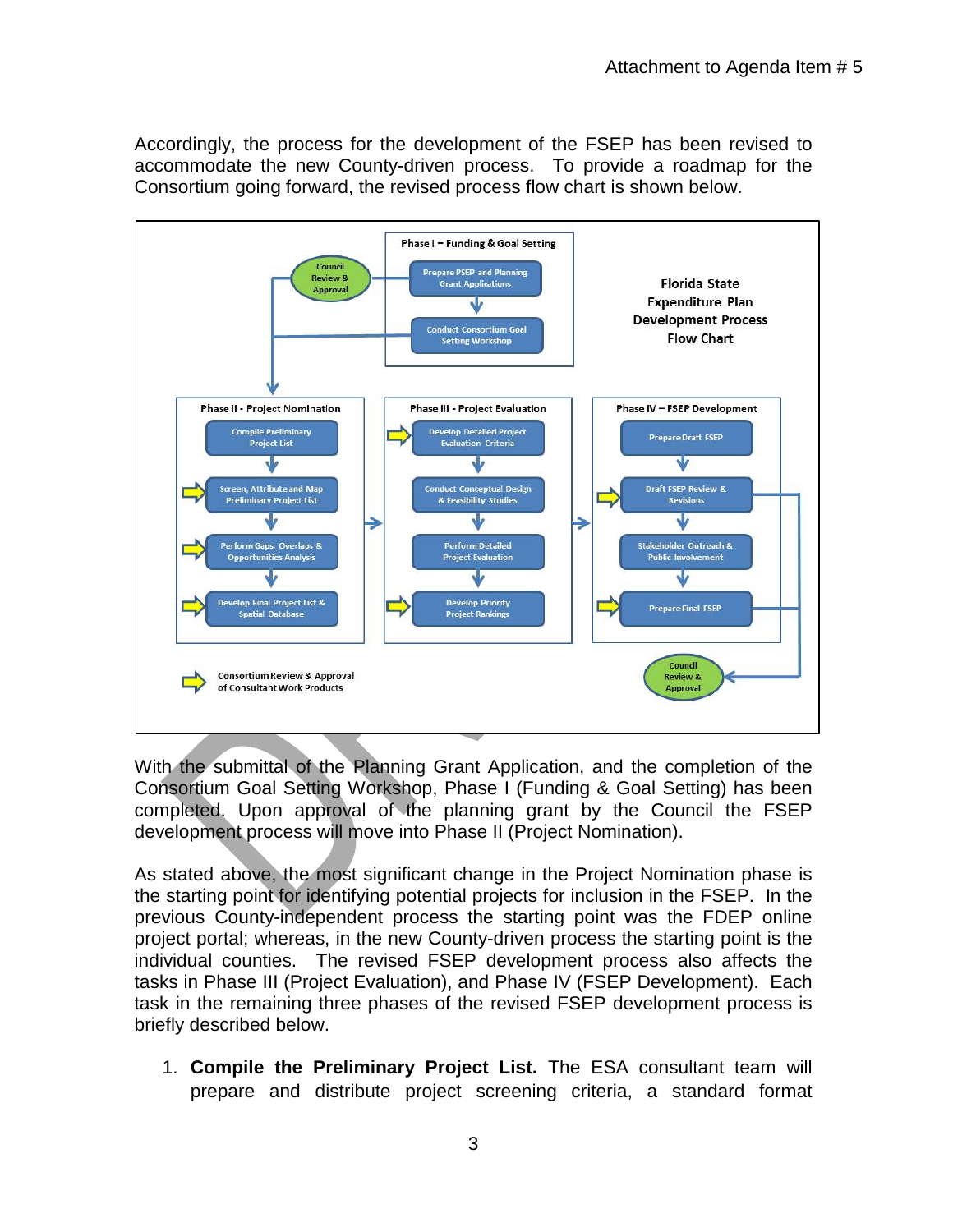Accordingly, the process for the development of the FSEP has been revised to accommodate the new County-driven process. To provide a roadmap for the Consortium going forward, the revised process flow chart is shown below.

**Florida State Expenditure Plan Development Process Flow Chart**

**Phase I – Funding & Goal Setting**
- Prepare PSEP and Planning Grant Applications
- Conduct Consortium Goal Setting Workshop
- Council Review & Approval

**Phase II - Project Nomination**
- Compile Preliminary Project List
- Screen, Attribute and Map Preliminary Project List
- Perform Gaps, Overlaps & Opportunities Analysis
- Develop Final Project List & Spatial Database

**Phase III - Project Evaluation**
- Develop Detailed Project Evaluation Criteria
- Conduct Conceptual Design & Feasibility Studies
- Perform Detailed Project Evaluation
- Develop Priority Project Rankings

**Phase IV – FSEP Development**
- Prepare Draft FSEP
- Draft FSEP Review & Revisions
- Stakeholder Outreach & Public Involvement
- Prepare Final FSEP
- Council Review & Approval

Consortium Review & Approval of Consultant Work Products

With the submittal of the Planning Grant Application, and the completion of the Consortium Goal Setting Workshop, Phase I (Funding & Goal Setting) has been completed. Upon approval of the planning grant by the Council the FSEP development process will move into Phase II (Project Nomination).

As stated above, the most significant change in the Project Nomination phase is the starting point for identifying potential projects for inclusion in the FSEP. In the previous County-independent process the starting point was the FDEP online project portal; whereas, in the new County-driven process the starting point is the individual counties. The revised FSEP development process also affects the tasks in Phase III (Project Evaluation), and Phase IV (FSEP Development). Each task in the remaining three phases of the revised FSEP development process is briefly described below.

1. **Compile the Preliminary Project List.** The ESA consultant team will prepare and distribute project screening criteria, a standard format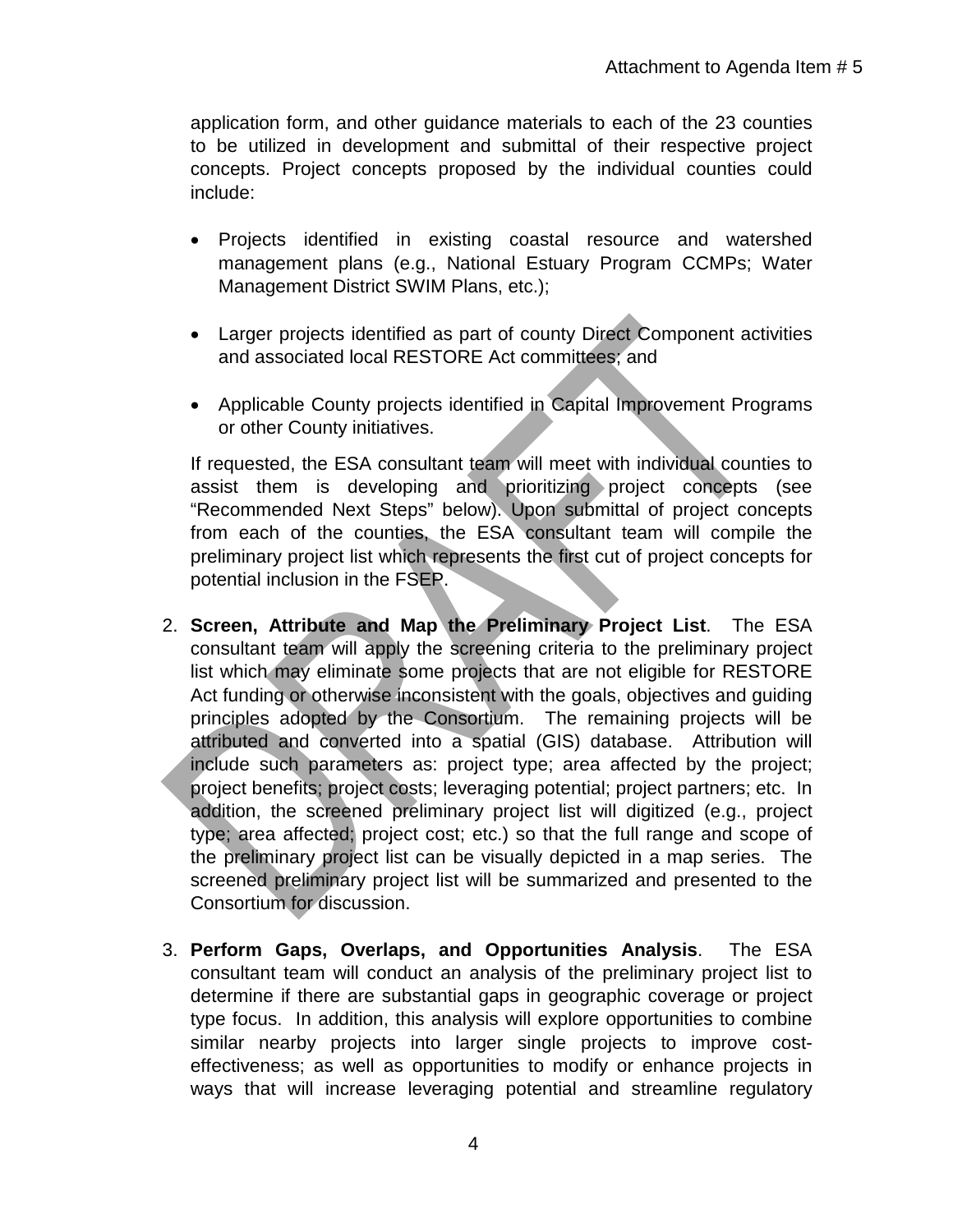application form, and other guidance materials to each of the 23 counties to be utilized in development and submittal of their respective project concepts. Project concepts proposed by the individual counties could include:

- Projects identified in existing coastal resource and watershed management plans (e.g., National Estuary Program CCMPs; Water Management District SWIM Plans, etc.);
- Larger projects identified as part of county Direct Component activities and associated local RESTORE Act committees; and
- Applicable County projects identified in Capital Improvement Programs or other County initiatives.

If requested, the ESA consultant team will meet with individual counties to assist them is developing and prioritizing project concepts (see "Recommended Next Steps" below). Upon submittal of project concepts from each of the counties, the ESA consultant team will compile the preliminary project list which represents the first cut of project concepts for potential inclusion in the FSEP.

2. **Screen, Attribute and Map the Preliminary Project List**. The ESA consultant team will apply the screening criteria to the preliminary project list which may eliminate some projects that are not eligible for RESTORE Act funding or otherwise inconsistent with the goals, objectives and guiding principles adopted by the Consortium. The remaining projects will be attributed and converted into a spatial (GIS) database. Attribution will include such parameters as: project type; area affected by the project; project benefits; project costs; leveraging potential; project partners; etc. In addition, the screened preliminary project list will digitized (e.g., project type; area affected; project cost; etc.) so that the full range and scope of the preliminary project list can be visually depicted in a map series. The screened preliminary project list will be summarized and presented to the Consortium for discussion.

3. **Perform Gaps, Overlaps, and Opportunities Analysis**. The ESA consultant team will conduct an analysis of the preliminary project list to determine if there are substantial gaps in geographic coverage or project type focus. In addition, this analysis will explore opportunities to combine similar nearby projects into larger single projects to improve cost-effectiveness; as well as opportunities to modify or enhance projects in ways that will increase leveraging potential and streamline regulatory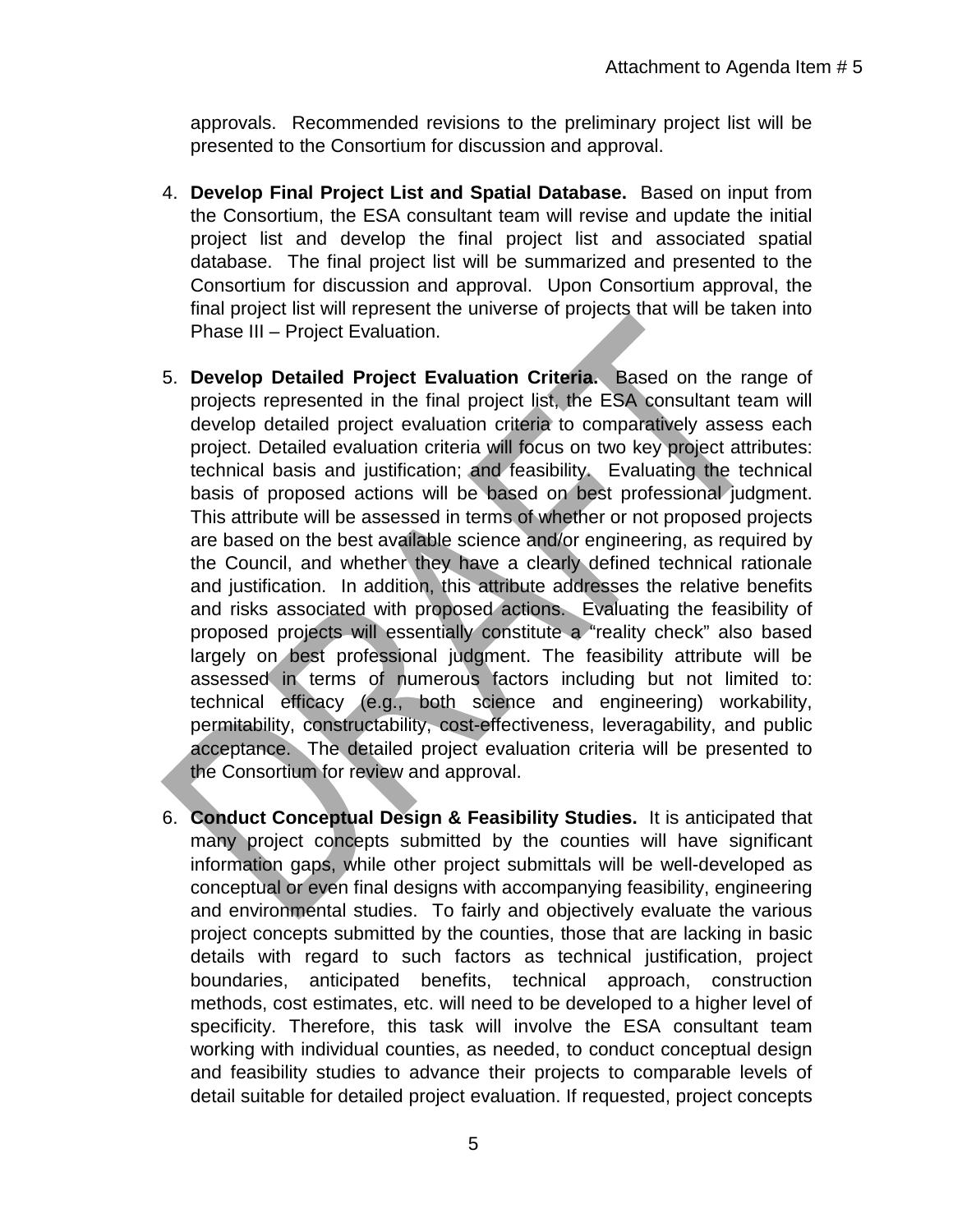approvals. Recommended revisions to the preliminary project list will be presented to the Consortium for discussion and approval.

4. **Develop Final Project List and Spatial Database.** Based on input from the Consortium, the ESA consultant team will revise and update the initial project list and develop the final project list and associated spatial database. The final project list will be summarized and presented to the Consortium for discussion and approval. Upon Consortium approval, the final project list will represent the universe of projects that will be taken into Phase III – Project Evaluation.

5. **Develop Detailed Project Evaluation Criteria.** Based on the range of projects represented in the final project list, the ESA consultant team will develop detailed project evaluation criteria to comparatively assess each project. Detailed evaluation criteria will focus on two key project attributes: technical basis and justification; and feasibility. Evaluating the technical basis of proposed actions will be based on best professional judgment. This attribute will be assessed in terms of whether or not proposed projects are based on the best available science and/or engineering, as required by the Council, and whether they have a clearly defined technical rationale and justification. In addition, this attribute addresses the relative benefits and risks associated with proposed actions. Evaluating the feasibility of proposed projects will essentially constitute a "reality check" also based largely on best professional judgment. The feasibility attribute will be assessed in terms of numerous factors including but not limited to: technical efficacy (e.g., both science and engineering) workability, permitability, constructability, cost-effectiveness, leveragability, and public acceptance. The detailed project evaluation criteria will be presented to the Consortium for review and approval.

6. **Conduct Conceptual Design & Feasibility Studies.** It is anticipated that many project concepts submitted by the counties will have significant information gaps, while other project submittals will be well-developed as conceptual or even final designs with accompanying feasibility, engineering and environmental studies. To fairly and objectively evaluate the various project concepts submitted by the counties, those that are lacking in basic details with regard to such factors as technical justification, project boundaries, anticipated benefits, technical approach, construction methods, cost estimates, etc. will need to be developed to a higher level of specificity. Therefore, this task will involve the ESA consultant team working with individual counties, as needed, to conduct conceptual design and feasibility studies to advance their projects to comparable levels of detail suitable for detailed project evaluation. If requested, project concepts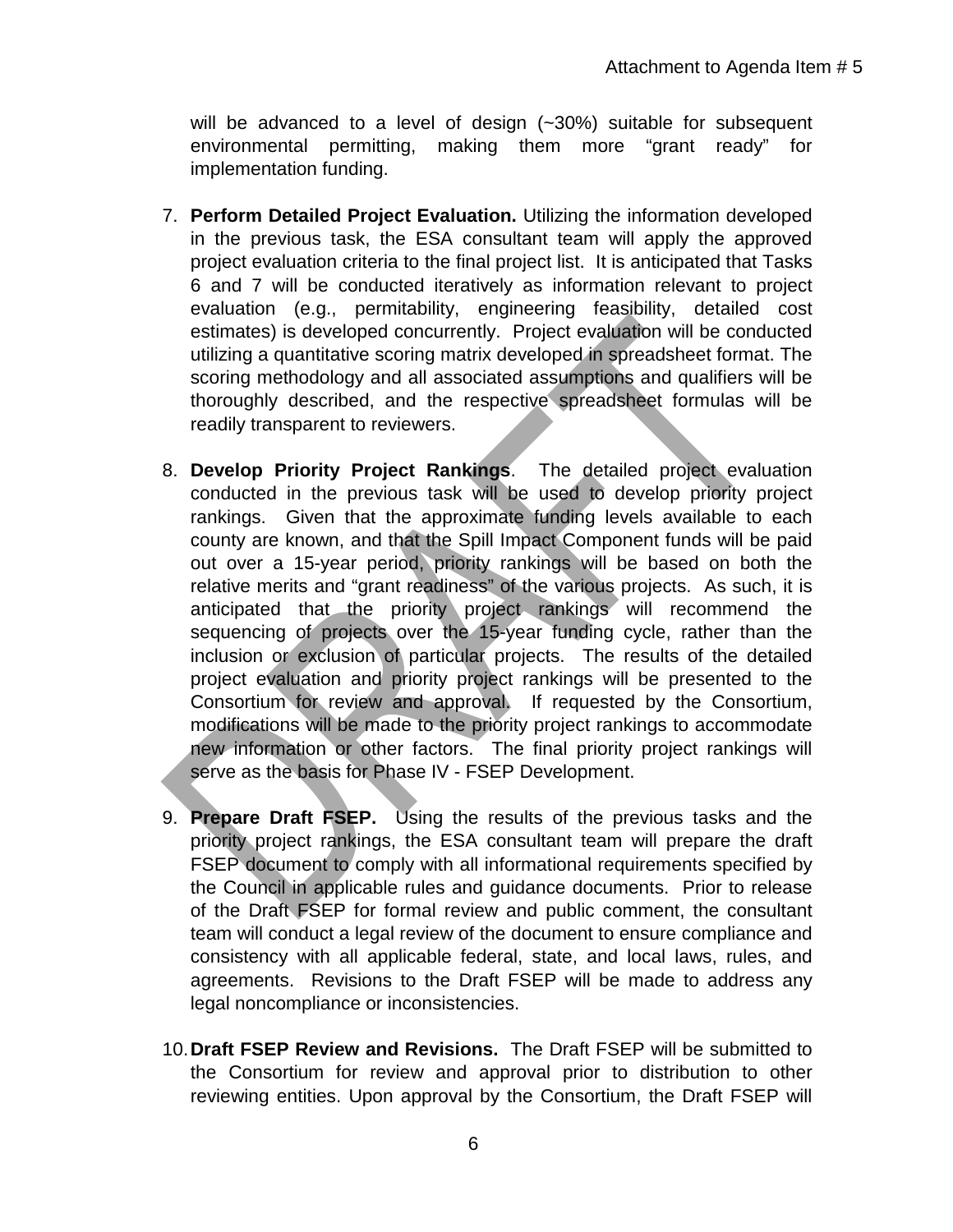will be advanced to a level of design (~30%) suitable for subsequent environmental permitting, making them more "grant ready" for implementation funding.

7. **Perform Detailed Project Evaluation.** Utilizing the information developed in the previous task, the ESA consultant team will apply the approved project evaluation criteria to the final project list. It is anticipated that Tasks 6 and 7 will be conducted iteratively as information relevant to project evaluation (e.g., permitability, engineering feasibility, detailed cost estimates) is developed concurrently. Project evaluation will be conducted utilizing a quantitative scoring matrix developed in spreadsheet format. The scoring methodology and all associated assumptions and qualifiers will be thoroughly described, and the respective spreadsheet formulas will be readily transparent to reviewers.

8. **Develop Priority Project Rankings**. The detailed project evaluation conducted in the previous task will be used to develop priority project rankings. Given that the approximate funding levels available to each county are known, and that the Spill Impact Component funds will be paid out over a 15-year period, priority rankings will be based on both the relative merits and "grant readiness" of the various projects. As such, it is anticipated that the priority project rankings will recommend the sequencing of projects over the 15-year funding cycle, rather than the inclusion or exclusion of particular projects. The results of the detailed project evaluation and priority project rankings will be presented to the Consortium for review and approval. If requested by the Consortium, modifications will be made to the priority project rankings to accommodate new information or other factors. The final priority project rankings will serve as the basis for Phase IV - FSEP Development.

9. **Prepare Draft FSEP.** Using the results of the previous tasks and the priority project rankings, the ESA consultant team will prepare the draft FSEP document to comply with all informational requirements specified by the Council in applicable rules and guidance documents. Prior to release of the Draft FSEP for formal review and public comment, the consultant team will conduct a legal review of the document to ensure compliance and consistency with all applicable federal, state, and local laws, rules, and agreements. Revisions to the Draft FSEP will be made to address any legal noncompliance or inconsistencies.

10. **Draft FSEP Review and Revisions.** The Draft FSEP will be submitted to the Consortium for review and approval prior to distribution to other reviewing entities. Upon approval by the Consortium, the Draft FSEP will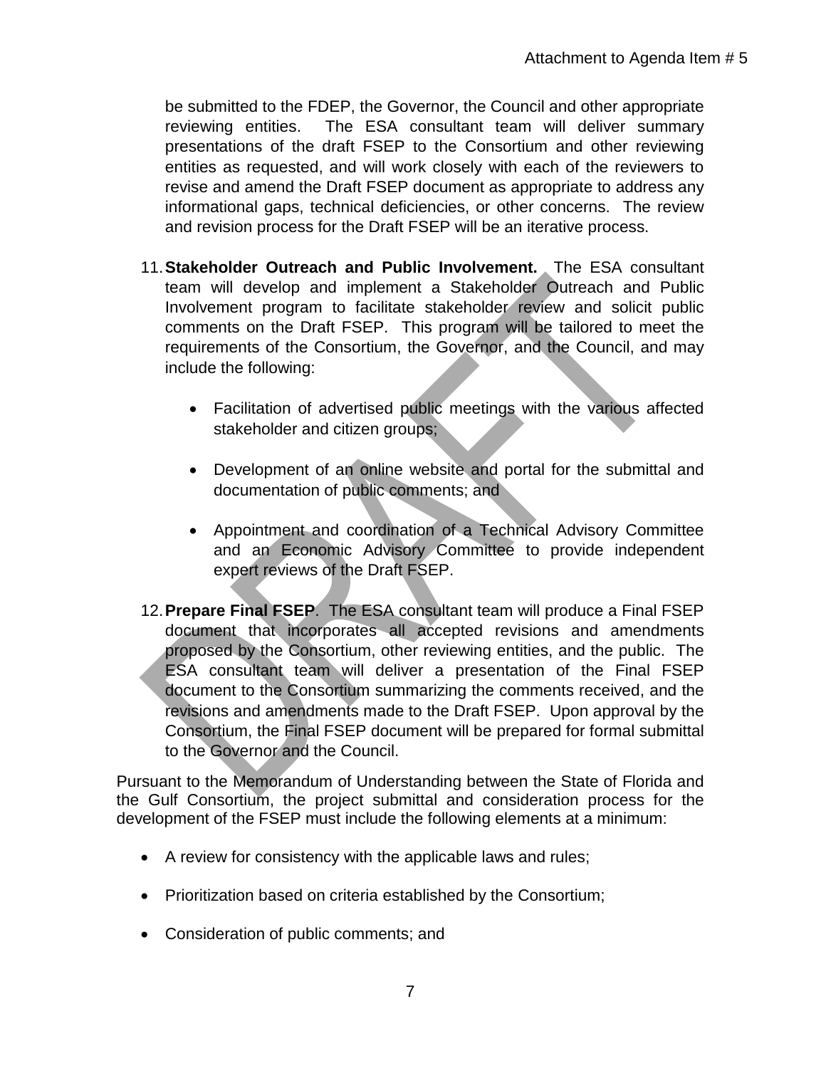be submitted to the FDEP, the Governor, the Council and other appropriate reviewing entities. The ESA consultant team will deliver summary presentations of the draft FSEP to the Consortium and other reviewing entities as requested, and will work closely with each of the reviewers to revise and amend the Draft FSEP document as appropriate to address any informational gaps, technical deficiencies, or other concerns. The review and revision process for the Draft FSEP will be an iterative process.

11. **Stakeholder Outreach and Public Involvement.** The ESA consultant team will develop and implement a Stakeholder Outreach and Public Involvement program to facilitate stakeholder review and solicit public comments on the Draft FSEP. This program will be tailored to meet the requirements of the Consortium, the Governor, and the Council, and may include the following:

    - Facilitation of advertised public meetings with the various affected stakeholder and citizen groups;
    - Development of an online website and portal for the submittal and documentation of public comments; and
    - Appointment and coordination of a Technical Advisory Committee and an Economic Advisory Committee to provide independent expert reviews of the Draft FSEP.

12. **Prepare Final FSEP**. The ESA consultant team will produce a Final FSEP document that incorporates all accepted revisions and amendments proposed by the Consortium, other reviewing entities, and the public. The ESA consultant team will deliver a presentation of the Final FSEP document to the Consortium summarizing the comments received, and the revisions and amendments made to the Draft FSEP. Upon approval by the Consortium, the Final FSEP document will be prepared for formal submittal to the Governor and the Council.

Pursuant to the Memorandum of Understanding between the State of Florida and the Gulf Consortium, the project submittal and consideration process for the development of the FSEP must include the following elements at a minimum:

- A review for consistency with the applicable laws and rules;
- Prioritization based on criteria established by the Consortium;
- Consideration of public comments; and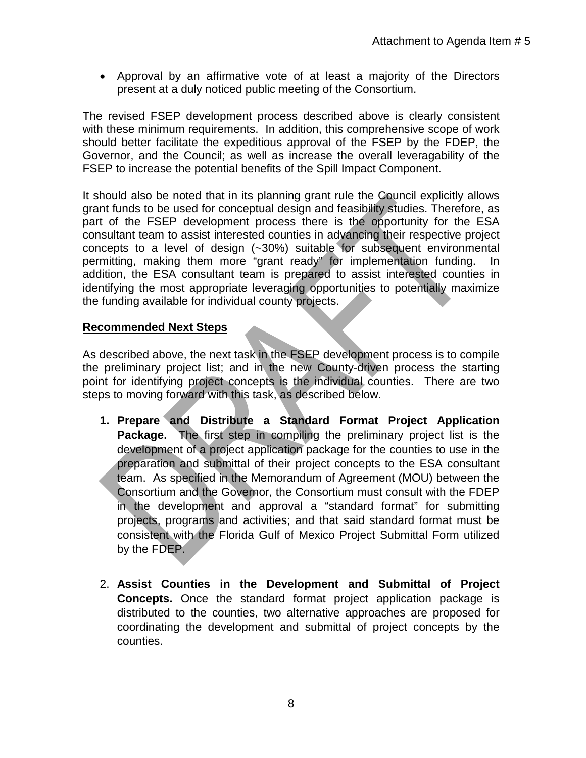- Approval by an affirmative vote of at least a majority of the Directors present at a duly noticed public meeting of the Consortium.

The revised FSEP development process described above is clearly consistent with these minimum requirements. In addition, this comprehensive scope of work should better facilitate the expeditious approval of the FSEP by the FDEP, the Governor, and the Council; as well as increase the overall leveragability of the FSEP to increase the potential benefits of the Spill Impact Component.

It should also be noted that in its planning grant rule the Council explicitly allows grant funds to be used for conceptual design and feasibility studies. Therefore, as part of the FSEP development process there is the opportunity for the ESA consultant team to assist interested counties in advancing their respective project concepts to a level of design (~30%) suitable for subsequent environmental permitting, making them more "grant ready" for implementation funding. In addition, the ESA consultant team is prepared to assist interested counties in identifying the most appropriate leveraging opportunities to potentially maximize the funding available for individual county projects.

**Recommended Next Steps**

As described above, the next task in the FSEP development process is to compile the preliminary project list; and in the new County-driven process the starting point for identifying project concepts is the individual counties. There are two steps to moving forward with this task, as described below.

1. **Prepare and Distribute a Standard Format Project Application Package.** The first step in compiling the preliminary project list is the development of a project application package for the counties to use in the preparation and submittal of their project concepts to the ESA consultant team. As specified in the Memorandum of Agreement (MOU) between the Consortium and the Governor, the Consortium must consult with the FDEP in the development and approval a "standard format" for submitting projects, programs and activities; and that said standard format must be consistent with the Florida Gulf of Mexico Project Submittal Form utilized by the FDEP.

2. **Assist Counties in the Development and Submittal of Project Concepts.** Once the standard format project application package is distributed to the counties, two alternative approaches are proposed for coordinating the development and submittal of project concepts by the counties.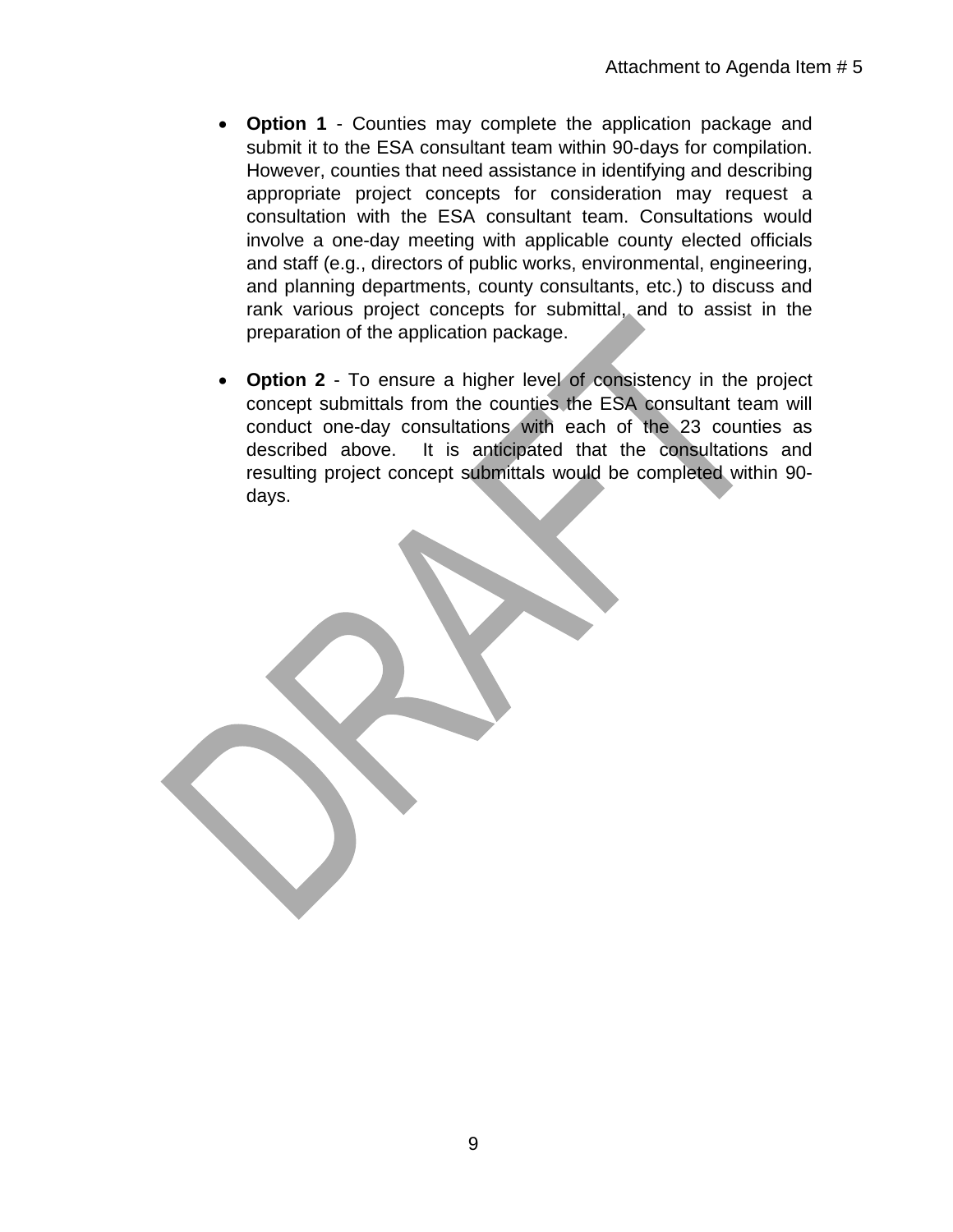- **Option 1** - Counties may complete the application package and submit it to the ESA consultant team within 90-days for compilation. However, counties that need assistance in identifying and describing appropriate project concepts for consideration may request a consultation with the ESA consultant team. Consultations would involve a one-day meeting with applicable county elected officials and staff (e.g., directors of public works, environmental, engineering, and planning departments, county consultants, etc.) to discuss and rank various project concepts for submittal, and to assist in the preparation of the application package.

- **Option 2** - To ensure a higher level of consistency in the project concept submittals from the counties the ESA consultant team will conduct one-day consultations with each of the 23 counties as described above. It is anticipated that the consultations and resulting project concept submittals would be completed within 90-days.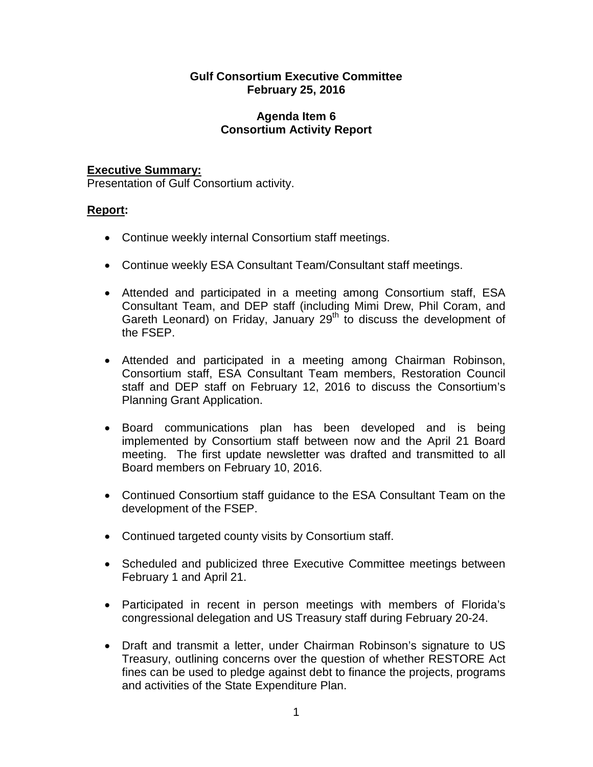**Gulf Consortium Executive Committee**
**February 25, 2016**

**Agenda Item 6**
**Consortium Activity Report**

**Executive Summary:**
Presentation of Gulf Consortium activity.

**Report:**

- Continue weekly internal Consortium staff meetings.
- Continue weekly ESA Consultant Team/Consultant staff meetings.
- Attended and participated in a meeting among Consortium staff, ESA Consultant Team, and DEP staff (including Mimi Drew, Phil Coram, and Gareth Leonard) on Friday, January 29th to discuss the development of the FSEP.
- Attended and participated in a meeting among Chairman Robinson, Consortium staff, ESA Consultant Team members, Restoration Council staff and DEP staff on February 12, 2016 to discuss the Consortium's Planning Grant Application.
- Board communications plan has been developed and is being implemented by Consortium staff between now and the April 21 Board meeting. The first update newsletter was drafted and transmitted to all Board members on February 10, 2016.
- Continued Consortium staff guidance to the ESA Consultant Team on the development of the FSEP.
- Continued targeted county visits by Consortium staff.
- Scheduled and publicized three Executive Committee meetings between February 1 and April 21.
- Participated in recent in person meetings with members of Florida's congressional delegation and US Treasury staff during February 20-24.
- Draft and transmit a letter, under Chairman Robinson's signature to US Treasury, outlining concerns over the question of whether RESTORE Act fines can be used to pledge against debt to finance the projects, programs and activities of the State Expenditure Plan.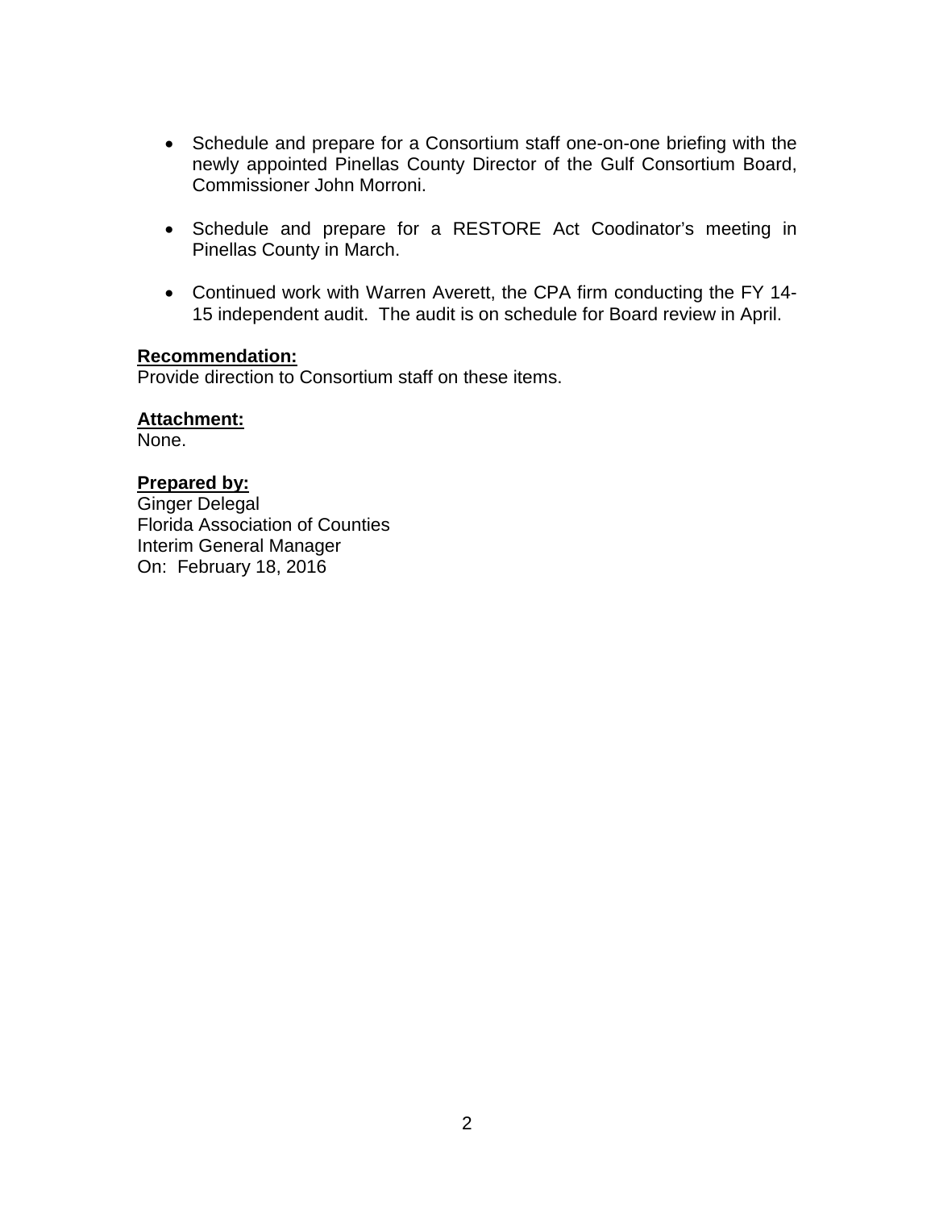- Schedule and prepare for a Consortium staff one-on-one briefing with the newly appointed Pinellas County Director of the Gulf Consortium Board, Commissioner John Morroni.

- Schedule and prepare for a RESTORE Act Coodinator's meeting in Pinellas County in March.

- Continued work with Warren Averett, the CPA firm conducting the FY 14-15 independent audit. The audit is on schedule for Board review in April.

**Recommendation:**
Provide direction to Consortium staff on these items.

**Attachment:**
None.

**Prepared by:**
Ginger Delegal
Florida Association of Counties
Interim General Manager
On: February 18, 2016